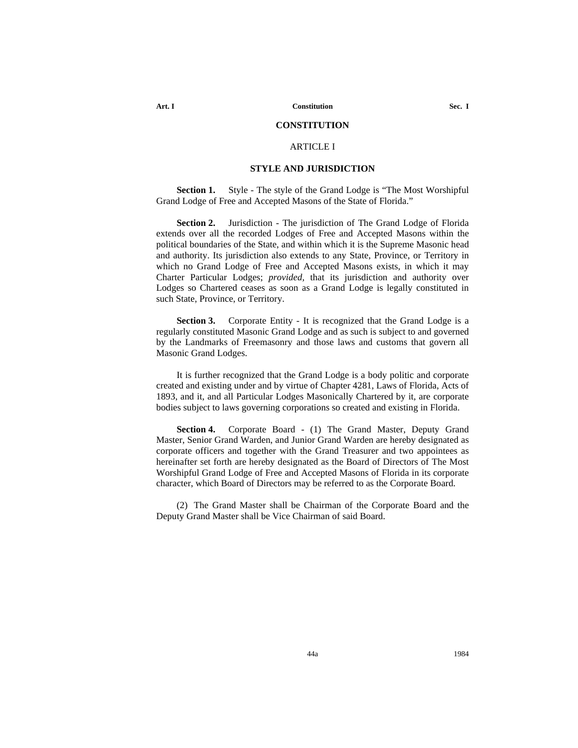# CONSTITUTION

## ARTICLE I

### STYLE AND JURISDICTION

**Section 1.** Style - The style of the Grand Lodge is "The Most Worshipful Grand Lodge of Free and Accepted Masons of the State of Florida."

**Section 2.** Jurisdiction - The jurisdiction of The Grand Lodge of Florida extends over all the recorded Lodges of Free and Accepted Masons within the political boundaries of the State, and within which it is the Supreme Masonic head and authority. Its jurisdiction also extends to any State, Province, or Territory in which no Grand Lodge of Free and Accepted Masons exists, in which it may Charter Particular Lodges; *provided,* that its jurisdiction and authority over Lodges so Chartered ceases as soon as a Grand Lodge is legally constituted in such State, Province, or Territory.

**Section 3.** Corporate Entity - It is recognized that the Grand Lodge is a regularly constituted Masonic Grand Lodge and as such is subject to and governed by the Landmarks of Freemasonry and those laws and customs that govern all Masonic Grand Lodges.

It is further recognized that the Grand Lodge is a body politic and corporate created and existing under and by virtue of Chapter 4281, Laws of Florida, Acts of 1893, and it, and all Particular Lodges Masonically Chartered by it, are corporate bodies subject to laws governing corporations so created and existing in Florida.

**Section 4.** Corporate Board - (1) The Grand Master, Deputy Grand Master, Senior Grand Warden, and Junior Grand Warden are hereby designated as corporate officers and together with the Grand Treasurer and two appointees as hereinafter set forth are hereby designated as the Board of Directors of The Most Worshipful Grand Lodge of Free and Accepted Masons of Florida in its corporate character, which Board of Directors may be referred to as the Corporate Board.

(2) The Grand Master shall be Chairman of the Corporate Board and the Deputy Grand Master shall be Vice Chairman of said Board.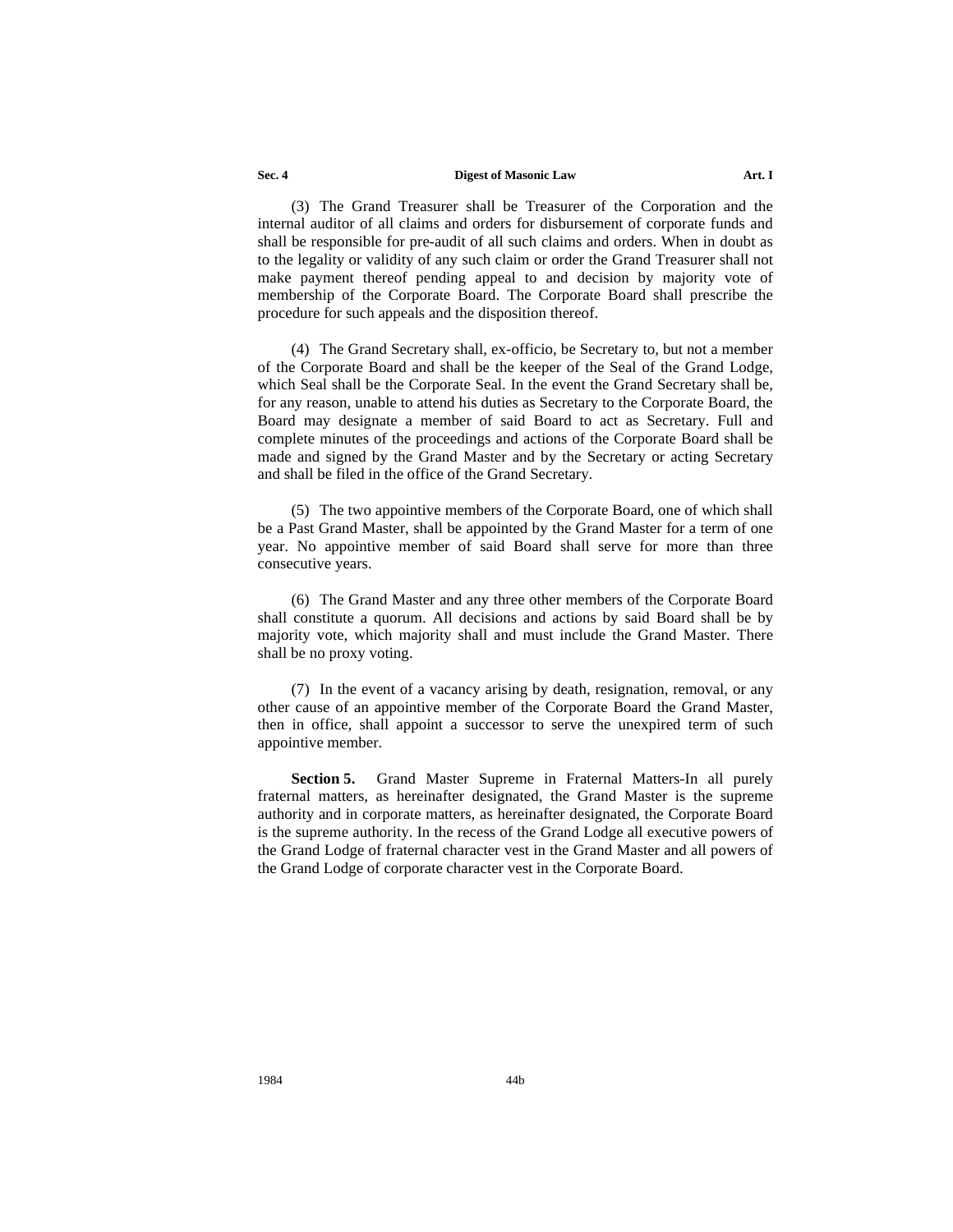(3) The Grand Treasurer shall be Treasurer of the Corporation and the internal auditor of all claims and orders for disbursement of corporate funds and shall be responsible for pre-audit of all such claims and orders. When in doubt as to the legality or validity of any such claim or order the Grand Treasurer shall not make payment thereof pending appeal to and decision by majority vote of membership of the Corporate Board. The Corporate Board shall prescribe the procedure for such appeals and the disposition thereof.

(4) The Grand Secretary shall, ex-officio, be Secretary to, but not a member of the Corporate Board and shall be the keeper of the Seal of the Grand Lodge, which Seal shall be the Corporate Seal. In the event the Grand Secretary shall be, for any reason, unable to attend his duties as Secretary to the Corporate Board, the Board may designate a member of said Board to act as Secretary. Full and complete minutes of the proceedings and actions of the Corporate Board shall be made and signed by the Grand Master and by the Secretary or acting Secretary and shall be filed in the office of the Grand Secretary.

(5) The two appointive members of the Corporate Board, one of which shall be a Past Grand Master, shall be appointed by the Grand Master for a term of one year. No appointive member of said Board shall serve for more than three consecutive years.

(6) The Grand Master and any three other members of the Corporate Board shall constitute a quorum. All decisions and actions by said Board shall be by majority vote, which majority shall and must include the Grand Master. There shall be no proxy voting.

(7) In the event of a vacancy arising by death, resignation, removal, or any other cause of an appointive member of the Corporate Board the Grand Master, then in office, shall appoint a successor to serve the unexpired term of such appointive member.

**Section 5.** Grand Master Supreme in Fraternal Matters-In all purely fraternal matters, as hereinafter designated, the Grand Master is the supreme authority and in corporate matters, as hereinafter designated, the Corporate Board is the supreme authority. In the recess of the Grand Lodge all executive powers of the Grand Lodge of fraternal character vest in the Grand Master and all powers of the Grand Lodge of corporate character vest in the Corporate Board.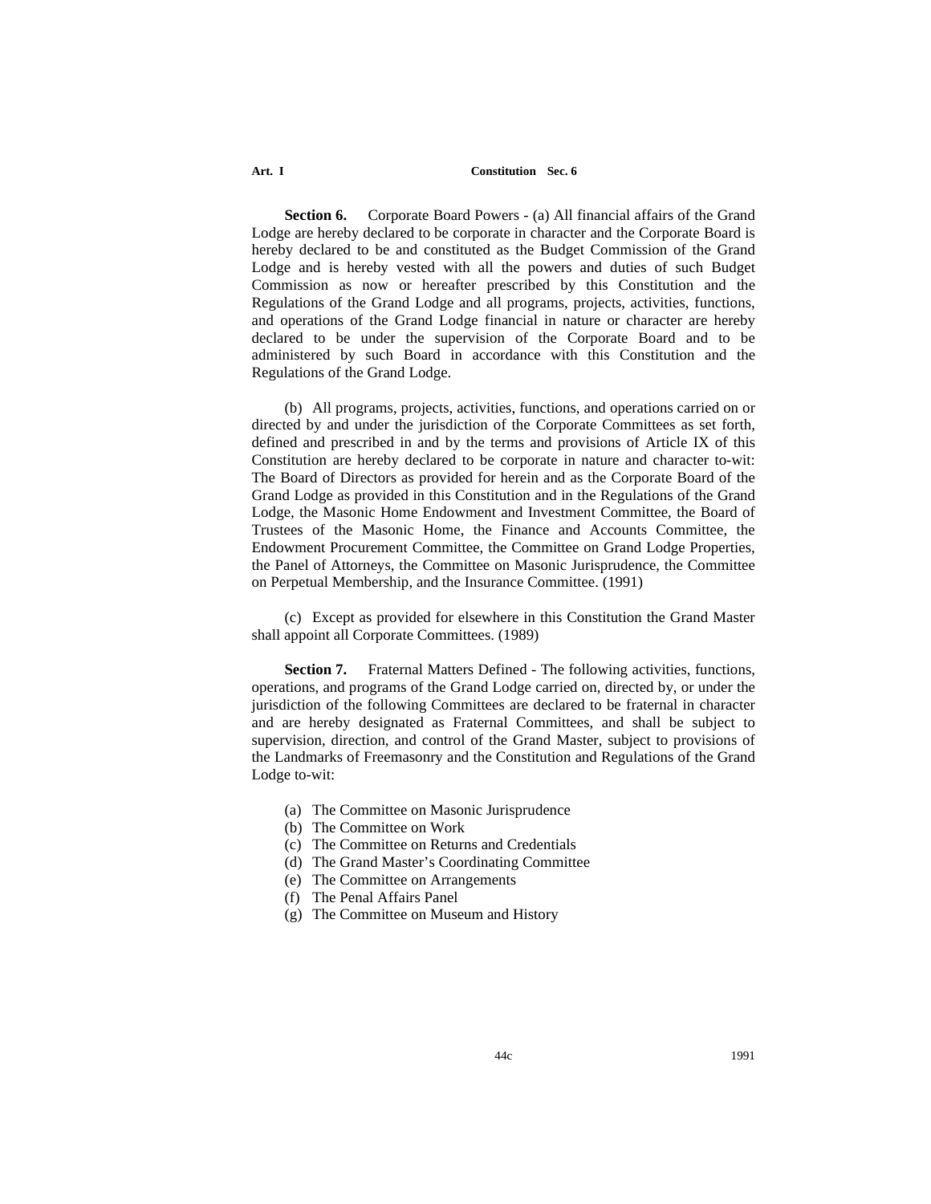**Section 6.** Corporate Board Powers - (a) All financial affairs of the Grand Lodge are hereby declared to be corporate in character and the Corporate Board is hereby declared to be and constituted as the Budget Commission of the Grand Lodge and is hereby vested with all the powers and duties of such Budget Commission as now or hereafter prescribed by this Constitution and the Regulations of the Grand Lodge and all programs, projects, activities, functions, and operations of the Grand Lodge financial in nature or character are hereby declared to be under the supervision of the Corporate Board and to be administered by such Board in accordance with this Constitution and the Regulations of the Grand Lodge.

(b) All programs, projects, activities, functions, and operations carried on or directed by and under the jurisdiction of the Corporate Committees as set forth, defined and prescribed in and by the terms and provisions of Article IX of this Constitution are hereby declared to be corporate in nature and character to-wit: The Board of Directors as provided for herein and as the Corporate Board of the Grand Lodge as provided in this Constitution and in the Regulations of the Grand Lodge, the Masonic Home Endowment and Investment Committee, the Board of Trustees of the Masonic Home, the Finance and Accounts Committee, the Endowment Procurement Committee, the Committee on Grand Lodge Properties, the Panel of Attorneys, the Committee on Masonic Jurisprudence, the Committee on Perpetual Membership, and the Insurance Committee. (1991)

(c) Except as provided for elsewhere in this Constitution the Grand Master shall appoint all Corporate Committees. (1989)

**Section 7.** Fraternal Matters Defined - The following activities, functions, operations, and programs of the Grand Lodge carried on, directed by, or under the jurisdiction of the following Committees are declared to be fraternal in character and are hereby designated as Fraternal Committees, and shall be subject to supervision, direction, and control of the Grand Master, subject to provisions of the Landmarks of Freemasonry and the Constitution and Regulations of the Grand Lodge to-wit:

(a) The Committee on Masonic Jurisprudence
(b) The Committee on Work
(c) The Committee on Returns and Credentials
(d) The Grand Master's Coordinating Committee
(e) The Committee on Arrangements
(f) The Penal Affairs Panel
(g) The Committee on Museum and History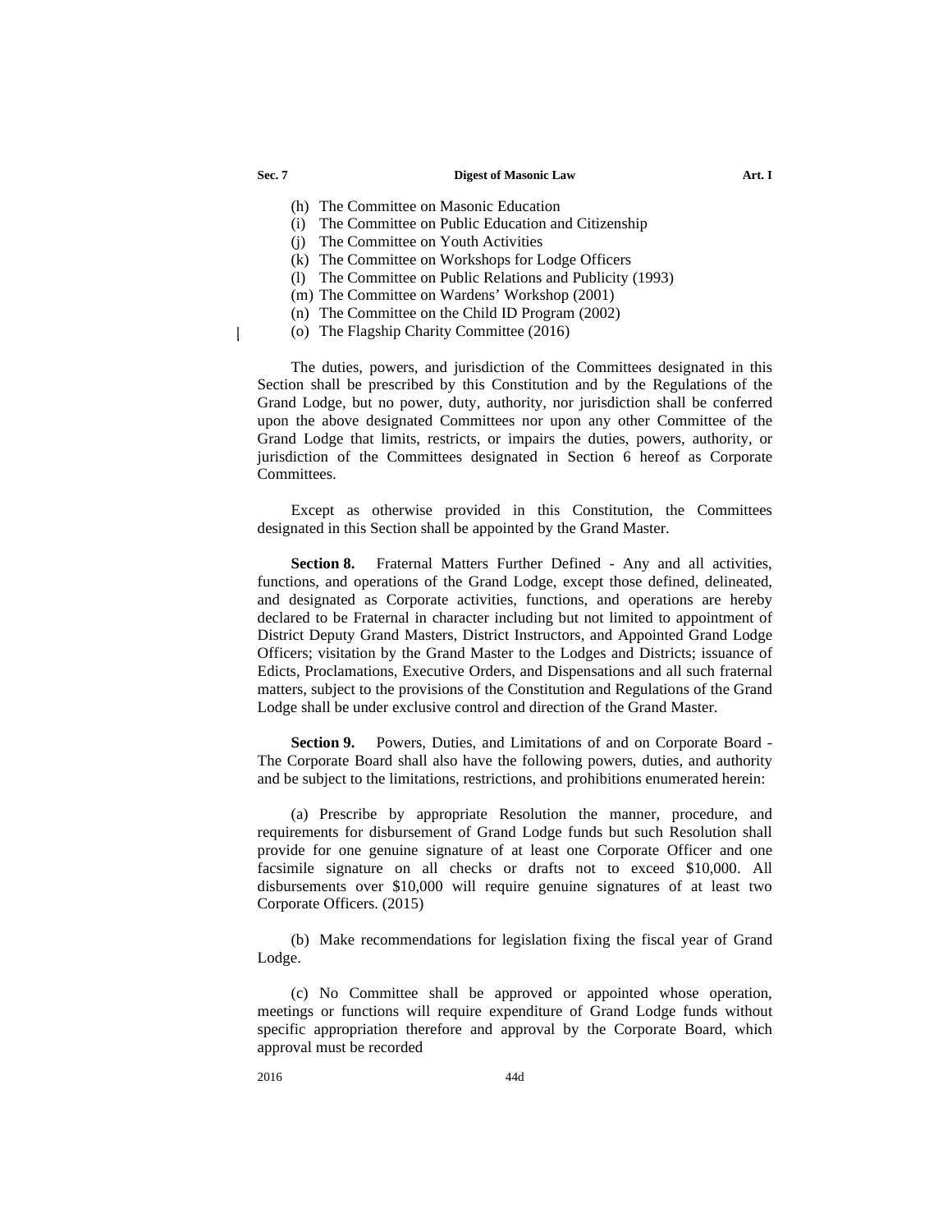(h) The Committee on Masonic Education
(i) The Committee on Public Education and Citizenship
(j) The Committee on Youth Activities
(k) The Committee on Workshops for Lodge Officers
(l) The Committee on Public Relations and Publicity (1993)
(m) The Committee on Wardens' Workshop (2001)
(n) The Committee on the Child ID Program (2002)
(o) The Flagship Charity Committee (2016)

The duties, powers, and jurisdiction of the Committees designated in this Section shall be prescribed by this Constitution and by the Regulations of the Grand Lodge, but no power, duty, authority, nor jurisdiction shall be conferred upon the above designated Committees nor upon any other Committee of the Grand Lodge that limits, restricts, or impairs the duties, powers, authority, or jurisdiction of the Committees designated in Section 6 hereof as Corporate Committees.

Except as otherwise provided in this Constitution, the Committees designated in this Section shall be appointed by the Grand Master.

**Section 8.** Fraternal Matters Further Defined - Any and all activities, functions, and operations of the Grand Lodge, except those defined, delineated, and designated as Corporate activities, functions, and operations are hereby declared to be Fraternal in character including but not limited to appointment of District Deputy Grand Masters, District Instructors, and Appointed Grand Lodge Officers; visitation by the Grand Master to the Lodges and Districts; issuance of Edicts, Proclamations, Executive Orders, and Dispensations and all such fraternal matters, subject to the provisions of the Constitution and Regulations of the Grand Lodge shall be under exclusive control and direction of the Grand Master.

**Section 9.** Powers, Duties, and Limitations of and on Corporate Board - The Corporate Board shall also have the following powers, duties, and authority and be subject to the limitations, restrictions, and prohibitions enumerated herein:

(a) Prescribe by appropriate Resolution the manner, procedure, and requirements for disbursement of Grand Lodge funds but such Resolution shall provide for one genuine signature of at least one Corporate Officer and one facsimile signature on all checks or drafts not to exceed $10,000. All disbursements over $10,000 will require genuine signatures of at least two Corporate Officers. (2015)

(b) Make recommendations for legislation fixing the fiscal year of Grand Lodge.

(c) No Committee shall be approved or appointed whose operation, meetings or functions will require expenditure of Grand Lodge funds without specific appropriation therefore and approval by the Corporate Board, which approval must be recorded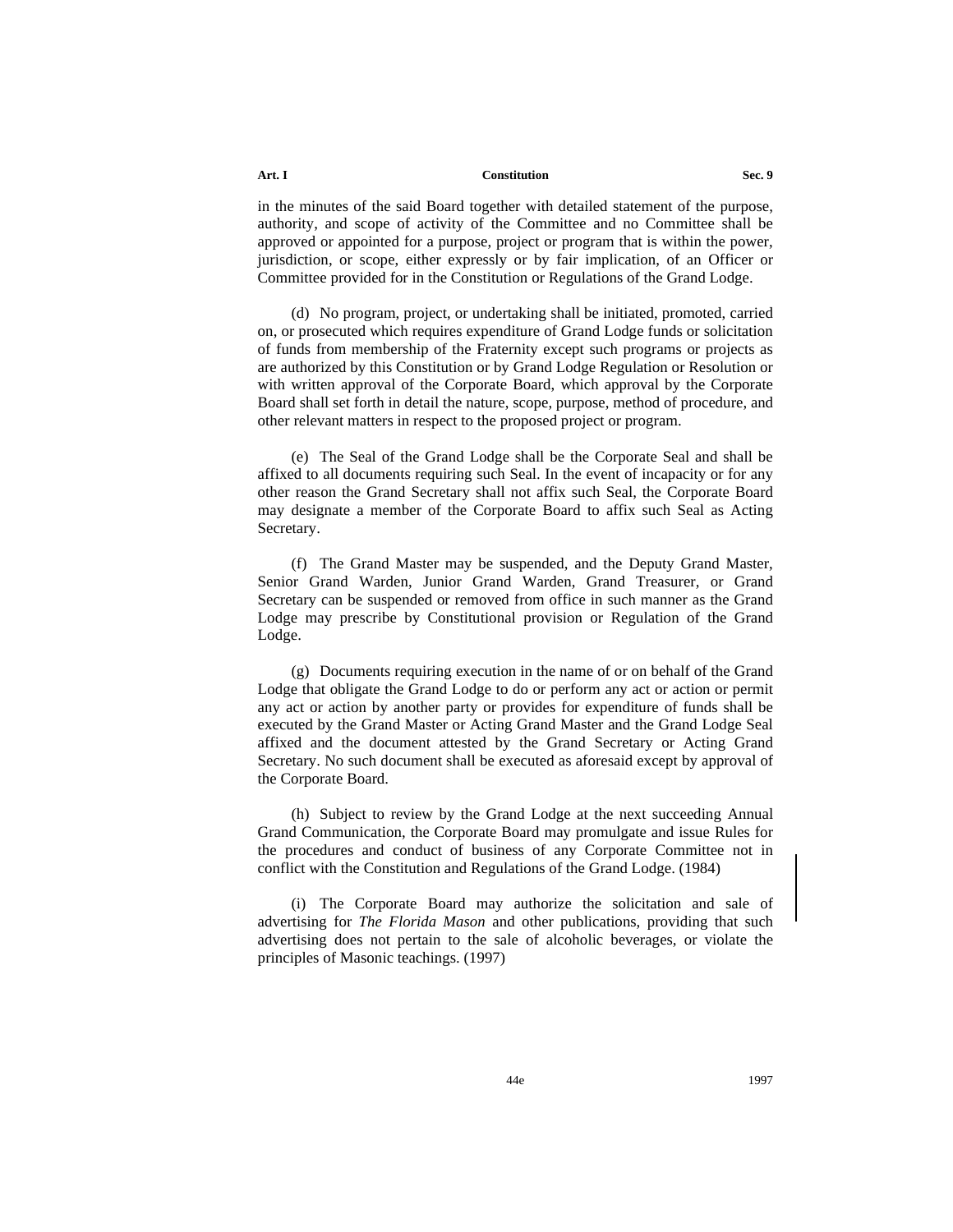in the minutes of the said Board together with detailed statement of the purpose, authority, and scope of activity of the Committee and no Committee shall be approved or appointed for a purpose, project or program that is within the power, jurisdiction, or scope, either expressly or by fair implication, of an Officer or Committee provided for in the Constitution or Regulations of the Grand Lodge.

(d) No program, project, or undertaking shall be initiated, promoted, carried on, or prosecuted which requires expenditure of Grand Lodge funds or solicitation of funds from membership of the Fraternity except such programs or projects as are authorized by this Constitution or by Grand Lodge Regulation or Resolution or with written approval of the Corporate Board, which approval by the Corporate Board shall set forth in detail the nature, scope, purpose, method of procedure, and other relevant matters in respect to the proposed project or program.

(e) The Seal of the Grand Lodge shall be the Corporate Seal and shall be affixed to all documents requiring such Seal. In the event of incapacity or for any other reason the Grand Secretary shall not affix such Seal, the Corporate Board may designate a member of the Corporate Board to affix such Seal as Acting Secretary.

(f) The Grand Master may be suspended, and the Deputy Grand Master, Senior Grand Warden, Junior Grand Warden, Grand Treasurer, or Grand Secretary can be suspended or removed from office in such manner as the Grand Lodge may prescribe by Constitutional provision or Regulation of the Grand Lodge.

(g) Documents requiring execution in the name of or on behalf of the Grand Lodge that obligate the Grand Lodge to do or perform any act or action or permit any act or action by another party or provides for expenditure of funds shall be executed by the Grand Master or Acting Grand Master and the Grand Lodge Seal affixed and the document attested by the Grand Secretary or Acting Grand Secretary. No such document shall be executed as aforesaid except by approval of the Corporate Board.

(h) Subject to review by the Grand Lodge at the next succeeding Annual Grand Communication, the Corporate Board may promulgate and issue Rules for the procedures and conduct of business of any Corporate Committee not in conflict with the Constitution and Regulations of the Grand Lodge. (1984)

(i) The Corporate Board may authorize the solicitation and sale of advertising for *The Florida Mason* and other publications, providing that such advertising does not pertain to the sale of alcoholic beverages, or violate the principles of Masonic teachings. (1997)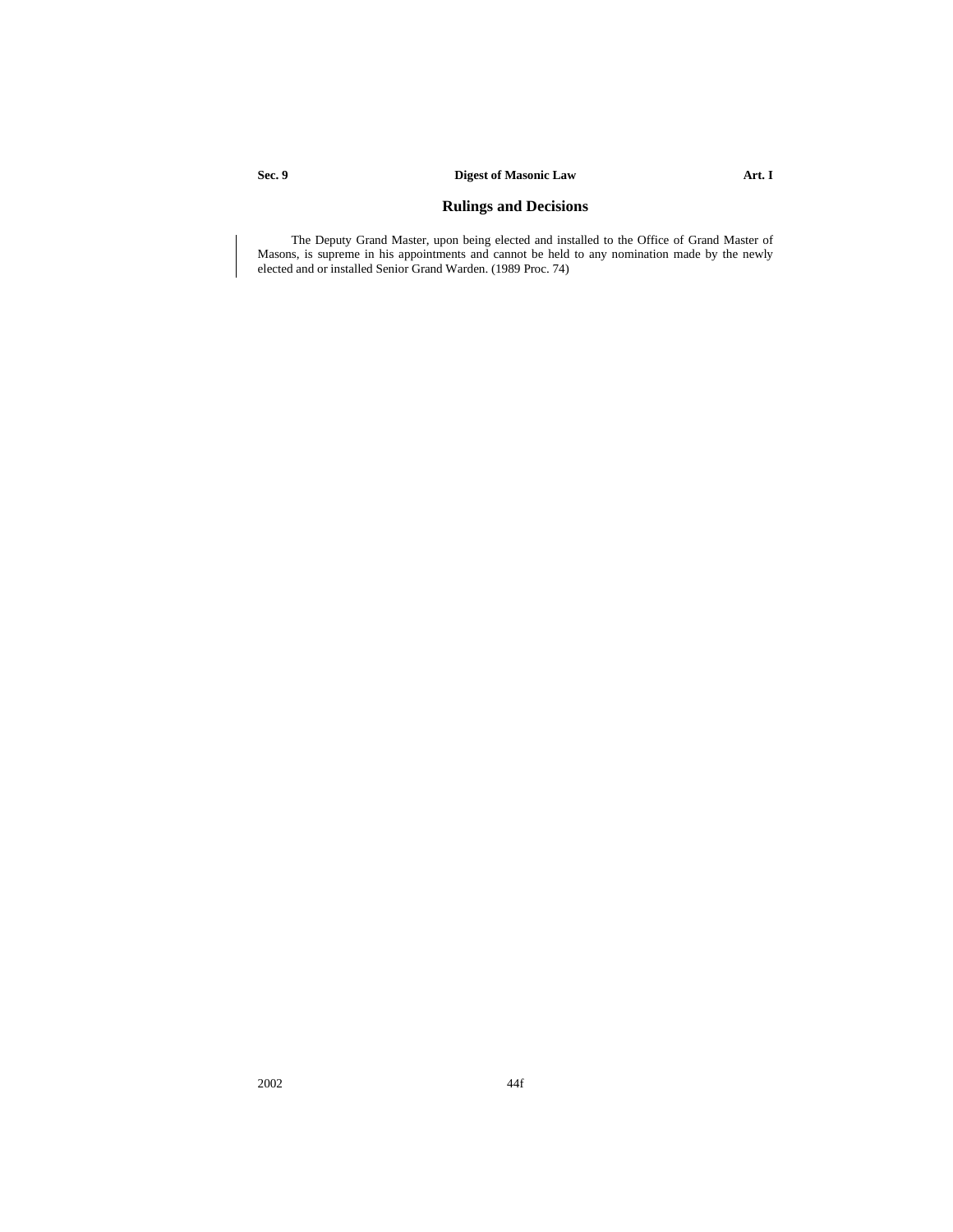## Rulings and Decisions

The Deputy Grand Master, upon being elected and installed to the Office of Grand Master of Masons, is supreme in his appointments and cannot be held to any nomination made by the newly elected and or installed Senior Grand Warden. (1989 Proc. 74)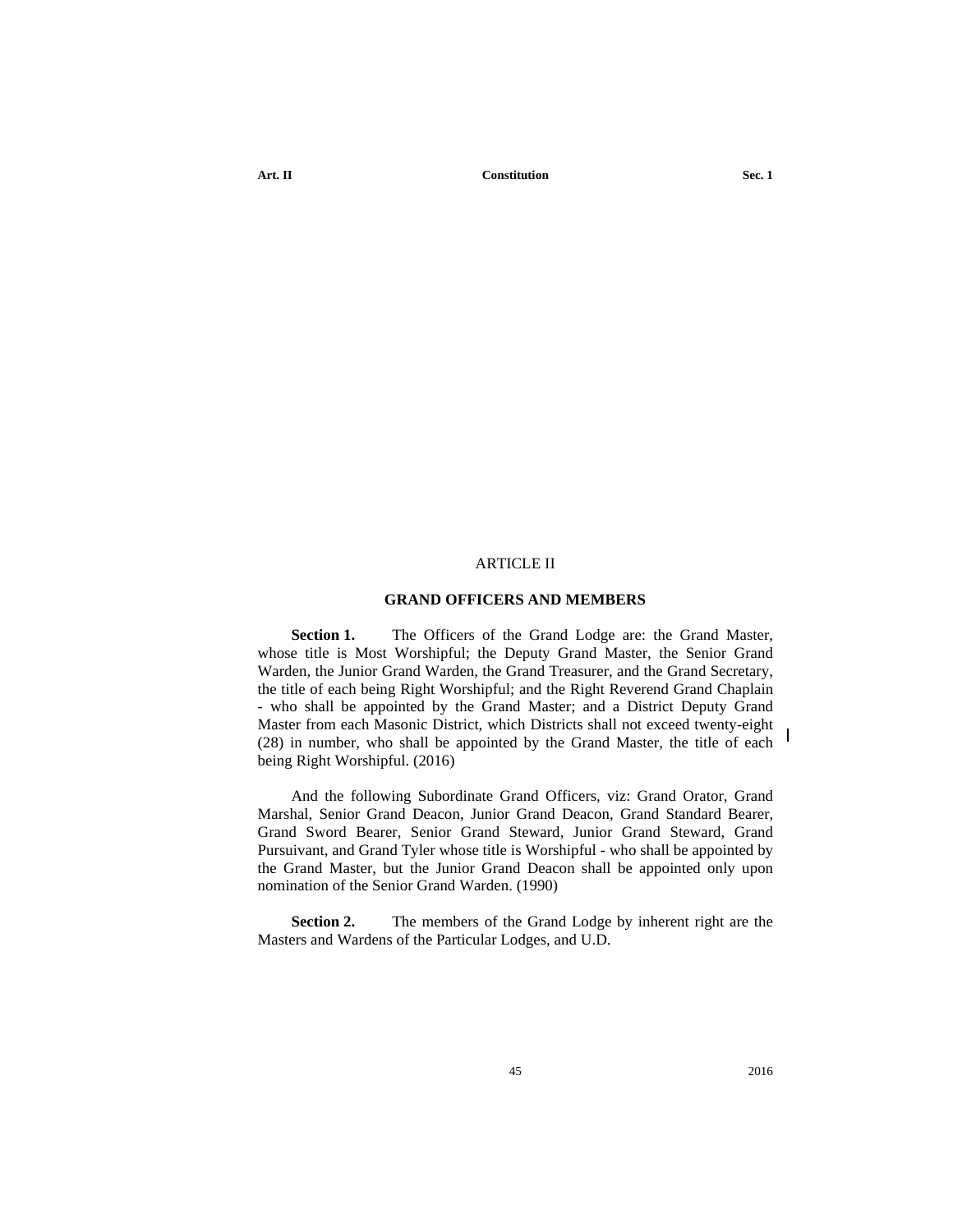# ARTICLE II

## GRAND OFFICERS AND MEMBERS

**Section 1.** The Officers of the Grand Lodge are: the Grand Master, whose title is Most Worshipful; the Deputy Grand Master, the Senior Grand Warden, the Junior Grand Warden, the Grand Treasurer, and the Grand Secretary, the title of each being Right Worshipful; and the Right Reverend Grand Chaplain - who shall be appointed by the Grand Master; and a District Deputy Grand Master from each Masonic District, which Districts shall not exceed twenty-eight (28) in number, who shall be appointed by the Grand Master, the title of each being Right Worshipful. (2016)

And the following Subordinate Grand Officers, viz: Grand Orator, Grand Marshal, Senior Grand Deacon, Junior Grand Deacon, Grand Standard Bearer, Grand Sword Bearer, Senior Grand Steward, Junior Grand Steward, Grand Pursuivant, and Grand Tyler whose title is Worshipful - who shall be appointed by the Grand Master, but the Junior Grand Deacon shall be appointed only upon nomination of the Senior Grand Warden. (1990)

**Section 2.** The members of the Grand Lodge by inherent right are the Masters and Wardens of the Particular Lodges, and U.D.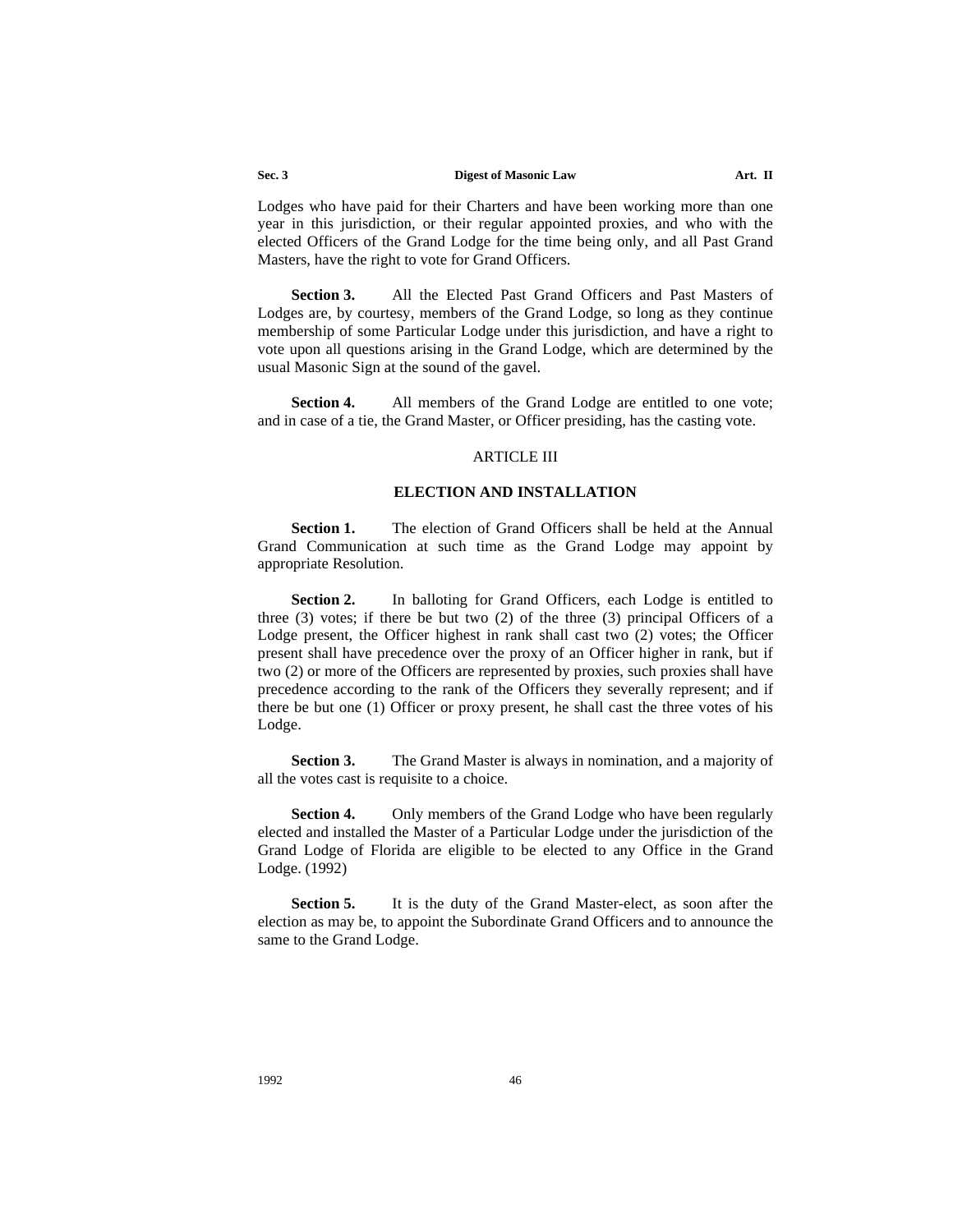Lodges who have paid for their Charters and have been working more than one year in this jurisdiction, or their regular appointed proxies, and who with the elected Officers of the Grand Lodge for the time being only, and all Past Grand Masters, have the right to vote for Grand Officers.

**Section 3.** All the Elected Past Grand Officers and Past Masters of Lodges are, by courtesy, members of the Grand Lodge, so long as they continue membership of some Particular Lodge under this jurisdiction, and have a right to vote upon all questions arising in the Grand Lodge, which are determined by the usual Masonic Sign at the sound of the gavel.

**Section 4.** All members of the Grand Lodge are entitled to one vote; and in case of a tie, the Grand Master, or Officer presiding, has the casting vote.

## ARTICLE III

## ELECTION AND INSTALLATION

**Section 1.** The election of Grand Officers shall be held at the Annual Grand Communication at such time as the Grand Lodge may appoint by appropriate Resolution.

**Section 2.** In balloting for Grand Officers, each Lodge is entitled to three (3) votes; if there be but two (2) of the three (3) principal Officers of a Lodge present, the Officer highest in rank shall cast two (2) votes; the Officer present shall have precedence over the proxy of an Officer higher in rank, but if two (2) or more of the Officers are represented by proxies, such proxies shall have precedence according to the rank of the Officers they severally represent; and if there be but one (1) Officer or proxy present, he shall cast the three votes of his Lodge.

**Section 3.** The Grand Master is always in nomination, and a majority of all the votes cast is requisite to a choice.

**Section 4.** Only members of the Grand Lodge who have been regularly elected and installed the Master of a Particular Lodge under the jurisdiction of the Grand Lodge of Florida are eligible to be elected to any Office in the Grand Lodge. (1992)

**Section 5.** It is the duty of the Grand Master-elect, as soon after the election as may be, to appoint the Subordinate Grand Officers and to announce the same to the Grand Lodge.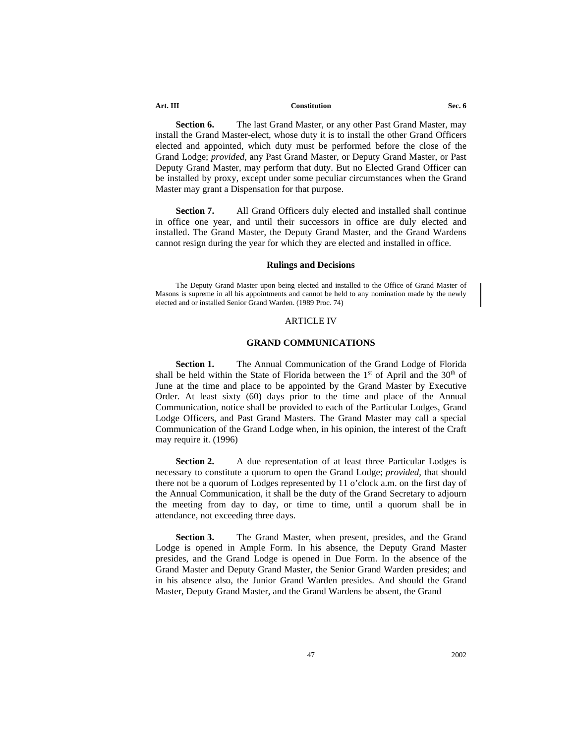**Section 6.** The last Grand Master, or any other Past Grand Master, may install the Grand Master-elect, whose duty it is to install the other Grand Officers elected and appointed, which duty must be performed before the close of the Grand Lodge; *provided*, any Past Grand Master, or Deputy Grand Master, or Past Deputy Grand Master, may perform that duty. But no Elected Grand Officer can be installed by proxy, except under some peculiar circumstances when the Grand Master may grant a Dispensation for that purpose.

**Section 7.** All Grand Officers duly elected and installed shall continue in office one year, and until their successors in office are duly elected and installed. The Grand Master, the Deputy Grand Master, and the Grand Wardens cannot resign during the year for which they are elected and installed in office.

### Rulings and Decisions

The Deputy Grand Master upon being elected and installed to the Office of Grand Master of Masons is supreme in all his appointments and cannot be held to any nomination made by the newly elected and or installed Senior Grand Warden. (1989 Proc. 74)

## ARTICLE IV

## GRAND COMMUNICATIONS

**Section 1.** The Annual Communication of the Grand Lodge of Florida shall be held within the State of Florida between the 1st of April and the 30th of June at the time and place to be appointed by the Grand Master by Executive Order. At least sixty (60) days prior to the time and place of the Annual Communication, notice shall be provided to each of the Particular Lodges, Grand Lodge Officers, and Past Grand Masters. The Grand Master may call a special Communication of the Grand Lodge when, in his opinion, the interest of the Craft may require it. (1996)

**Section 2.** A due representation of at least three Particular Lodges is necessary to constitute a quorum to open the Grand Lodge; *provided*, that should there not be a quorum of Lodges represented by 11 o'clock a.m. on the first day of the Annual Communication, it shall be the duty of the Grand Secretary to adjourn the meeting from day to day, or time to time, until a quorum shall be in attendance, not exceeding three days.

**Section 3.** The Grand Master, when present, presides, and the Grand Lodge is opened in Ample Form. In his absence, the Deputy Grand Master presides, and the Grand Lodge is opened in Due Form. In the absence of the Grand Master and Deputy Grand Master, the Senior Grand Warden presides; and in his absence also, the Junior Grand Warden presides. And should the Grand Master, Deputy Grand Master, and the Grand Wardens be absent, the Grand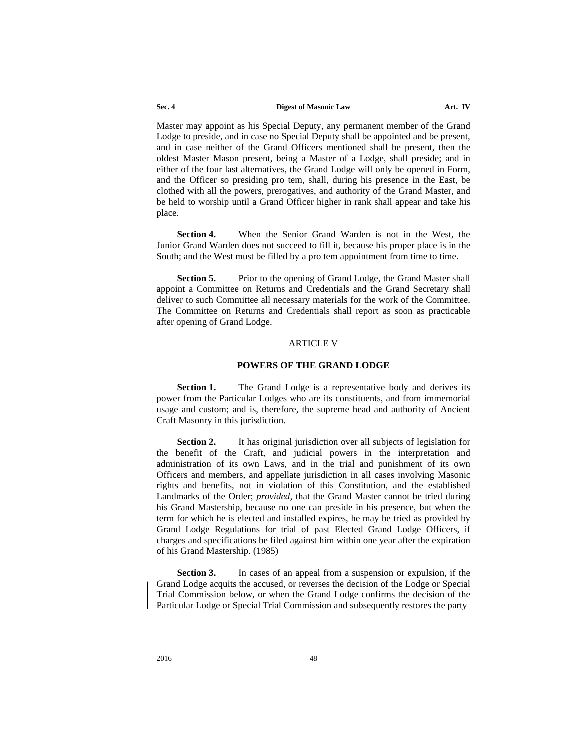Master may appoint as his Special Deputy, any permanent member of the Grand Lodge to preside, and in case no Special Deputy shall be appointed and be present, and in case neither of the Grand Officers mentioned shall be present, then the oldest Master Mason present, being a Master of a Lodge, shall preside; and in either of the four last alternatives, the Grand Lodge will only be opened in Form, and the Officer so presiding pro tem, shall, during his presence in the East, be clothed with all the powers, prerogatives, and authority of the Grand Master, and be held to worship until a Grand Officer higher in rank shall appear and take his place.

**Section 4.** When the Senior Grand Warden is not in the West, the Junior Grand Warden does not succeed to fill it, because his proper place is in the South; and the West must be filled by a pro tem appointment from time to time.

**Section 5.** Prior to the opening of Grand Lodge, the Grand Master shall appoint a Committee on Returns and Credentials and the Grand Secretary shall deliver to such Committee all necessary materials for the work of the Committee. The Committee on Returns and Credentials shall report as soon as practicable after opening of Grand Lodge.

## ARTICLE V

### POWERS OF THE GRAND LODGE

**Section 1.** The Grand Lodge is a representative body and derives its power from the Particular Lodges who are its constituents, and from immemorial usage and custom; and is, therefore, the supreme head and authority of Ancient Craft Masonry in this jurisdiction.

**Section 2.** It has original jurisdiction over all subjects of legislation for the benefit of the Craft, and judicial powers in the interpretation and administration of its own Laws, and in the trial and punishment of its own Officers and members, and appellate jurisdiction in all cases involving Masonic rights and benefits, not in violation of this Constitution, and the established Landmarks of the Order; *provided,* that the Grand Master cannot be tried during his Grand Mastership, because no one can preside in his presence, but when the term for which he is elected and installed expires, he may be tried as provided by Grand Lodge Regulations for trial of past Elected Grand Lodge Officers, if charges and specifications be filed against him within one year after the expiration of his Grand Mastership. (1985)

**Section 3.** In cases of an appeal from a suspension or expulsion, if the Grand Lodge acquits the accused, or reverses the decision of the Lodge or Special Trial Commission below, or when the Grand Lodge confirms the decision of the Particular Lodge or Special Trial Commission and subsequently restores the party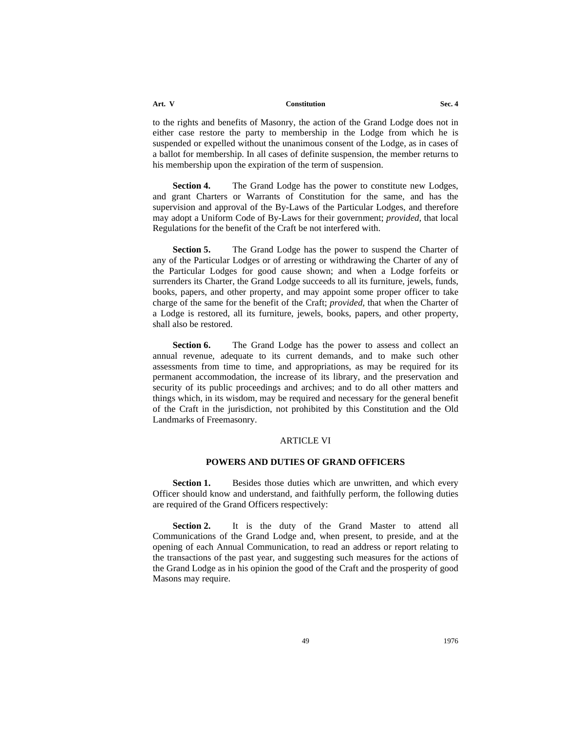to the rights and benefits of Masonry, the action of the Grand Lodge does not in either case restore the party to membership in the Lodge from which he is suspended or expelled without the unanimous consent of the Lodge, as in cases of a ballot for membership. In all cases of definite suspension, the member returns to his membership upon the expiration of the term of suspension.

**Section 4.** The Grand Lodge has the power to constitute new Lodges, and grant Charters or Warrants of Constitution for the same, and has the supervision and approval of the By-Laws of the Particular Lodges, and therefore may adopt a Uniform Code of By-Laws for their government; *provided,* that local Regulations for the benefit of the Craft be not interfered with.

**Section 5.** The Grand Lodge has the power to suspend the Charter of any of the Particular Lodges or of arresting or withdrawing the Charter of any of the Particular Lodges for good cause shown; and when a Lodge forfeits or surrenders its Charter, the Grand Lodge succeeds to all its furniture, jewels, funds, books, papers, and other property, and may appoint some proper officer to take charge of the same for the benefit of the Craft; *provided,* that when the Charter of a Lodge is restored, all its furniture, jewels, books, papers, and other property, shall also be restored.

**Section 6.** The Grand Lodge has the power to assess and collect an annual revenue, adequate to its current demands, and to make such other assessments from time to time, and appropriations, as may be required for its permanent accommodation, the increase of its library, and the preservation and security of its public proceedings and archives; and to do all other matters and things which, in its wisdom, may be required and necessary for the general benefit of the Craft in the jurisdiction, not prohibited by this Constitution and the Old Landmarks of Freemasonry.

## ARTICLE VI

### POWERS AND DUTIES OF GRAND OFFICERS

**Section 1.** Besides those duties which are unwritten, and which every Officer should know and understand, and faithfully perform, the following duties are required of the Grand Officers respectively:

**Section 2.** It is the duty of the Grand Master to attend all Communications of the Grand Lodge and, when present, to preside, and at the opening of each Annual Communication, to read an address or report relating to the transactions of the past year, and suggesting such measures for the actions of the Grand Lodge as in his opinion the good of the Craft and the prosperity of good Masons may require.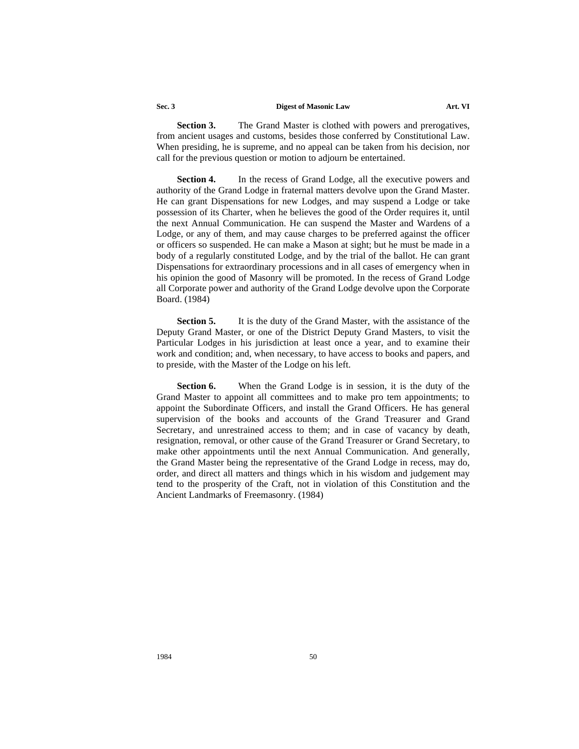**Section 3.** The Grand Master is clothed with powers and prerogatives, from ancient usages and customs, besides those conferred by Constitutional Law. When presiding, he is supreme, and no appeal can be taken from his decision, nor call for the previous question or motion to adjourn be entertained.

**Section 4.** In the recess of Grand Lodge, all the executive powers and authority of the Grand Lodge in fraternal matters devolve upon the Grand Master. He can grant Dispensations for new Lodges, and may suspend a Lodge or take possession of its Charter, when he believes the good of the Order requires it, until the next Annual Communication. He can suspend the Master and Wardens of a Lodge, or any of them, and may cause charges to be preferred against the officer or officers so suspended. He can make a Mason at sight; but he must be made in a body of a regularly constituted Lodge, and by the trial of the ballot. He can grant Dispensations for extraordinary processions and in all cases of emergency when in his opinion the good of Masonry will be promoted. In the recess of Grand Lodge all Corporate power and authority of the Grand Lodge devolve upon the Corporate Board. (1984)

**Section 5.** It is the duty of the Grand Master, with the assistance of the Deputy Grand Master, or one of the District Deputy Grand Masters, to visit the Particular Lodges in his jurisdiction at least once a year, and to examine their work and condition; and, when necessary, to have access to books and papers, and to preside, with the Master of the Lodge on his left.

**Section 6.** When the Grand Lodge is in session, it is the duty of the Grand Master to appoint all committees and to make pro tem appointments; to appoint the Subordinate Officers, and install the Grand Officers. He has general supervision of the books and accounts of the Grand Treasurer and Grand Secretary, and unrestrained access to them; and in case of vacancy by death, resignation, removal, or other cause of the Grand Treasurer or Grand Secretary, to make other appointments until the next Annual Communication. And generally, the Grand Master being the representative of the Grand Lodge in recess, may do, order, and direct all matters and things which in his wisdom and judgement may tend to the prosperity of the Craft, not in violation of this Constitution and the Ancient Landmarks of Freemasonry. (1984)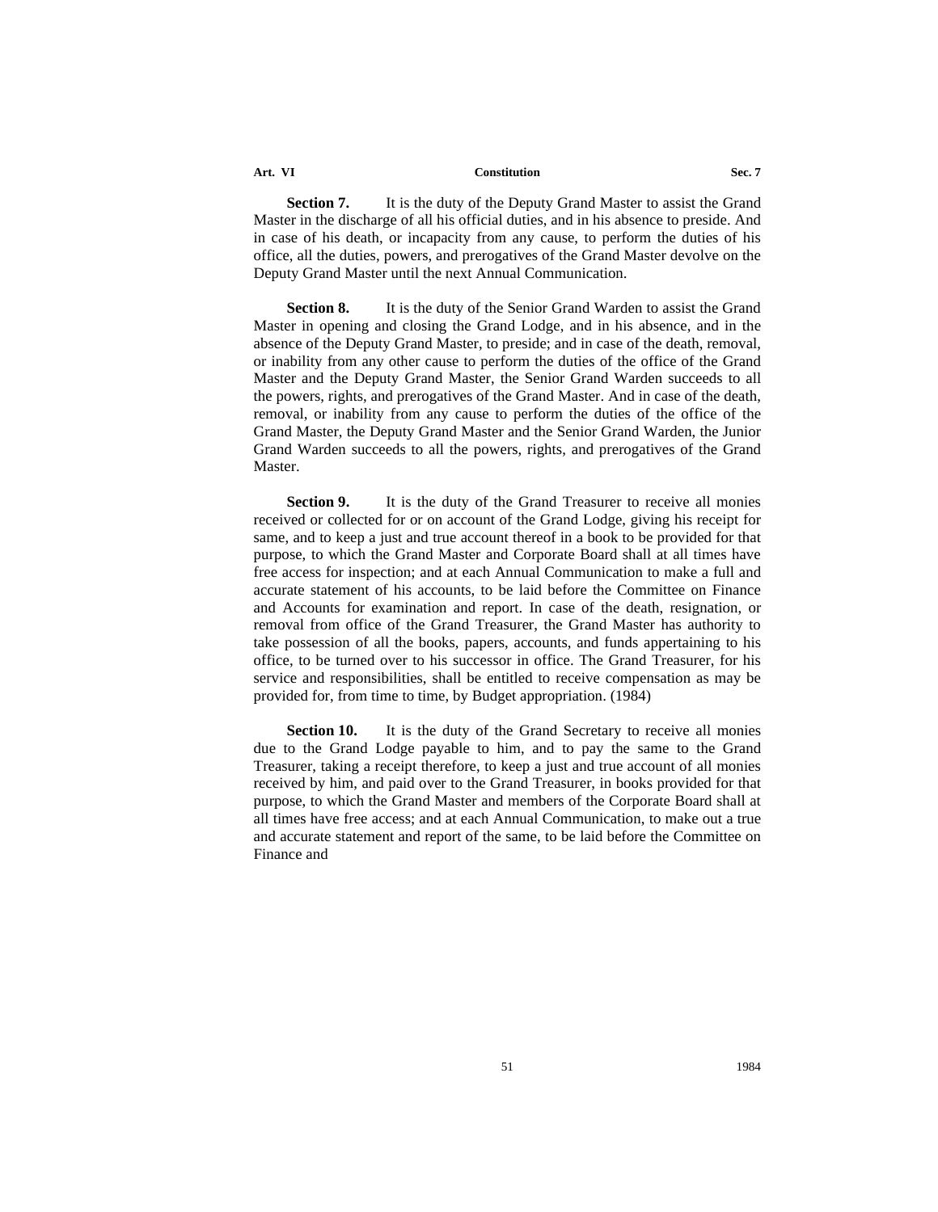**Section 7.** It is the duty of the Deputy Grand Master to assist the Grand Master in the discharge of all his official duties, and in his absence to preside. And in case of his death, or incapacity from any cause, to perform the duties of his office, all the duties, powers, and prerogatives of the Grand Master devolve on the Deputy Grand Master until the next Annual Communication.

**Section 8.** It is the duty of the Senior Grand Warden to assist the Grand Master in opening and closing the Grand Lodge, and in his absence, and in the absence of the Deputy Grand Master, to preside; and in case of the death, removal, or inability from any other cause to perform the duties of the office of the Grand Master and the Deputy Grand Master, the Senior Grand Warden succeeds to all the powers, rights, and prerogatives of the Grand Master. And in case of the death, removal, or inability from any cause to perform the duties of the office of the Grand Master, the Deputy Grand Master and the Senior Grand Warden, the Junior Grand Warden succeeds to all the powers, rights, and prerogatives of the Grand Master.

**Section 9.** It is the duty of the Grand Treasurer to receive all monies received or collected for or on account of the Grand Lodge, giving his receipt for same, and to keep a just and true account thereof in a book to be provided for that purpose, to which the Grand Master and Corporate Board shall at all times have free access for inspection; and at each Annual Communication to make a full and accurate statement of his accounts, to be laid before the Committee on Finance and Accounts for examination and report. In case of the death, resignation, or removal from office of the Grand Treasurer, the Grand Master has authority to take possession of all the books, papers, accounts, and funds appertaining to his office, to be turned over to his successor in office. The Grand Treasurer, for his service and responsibilities, shall be entitled to receive compensation as may be provided for, from time to time, by Budget appropriation. (1984)

**Section 10.** It is the duty of the Grand Secretary to receive all monies due to the Grand Lodge payable to him, and to pay the same to the Grand Treasurer, taking a receipt therefore, to keep a just and true account of all monies received by him, and paid over to the Grand Treasurer, in books provided for that purpose, to which the Grand Master and members of the Corporate Board shall at all times have free access; and at each Annual Communication, to make out a true and accurate statement and report of the same, to be laid before the Committee on Finance and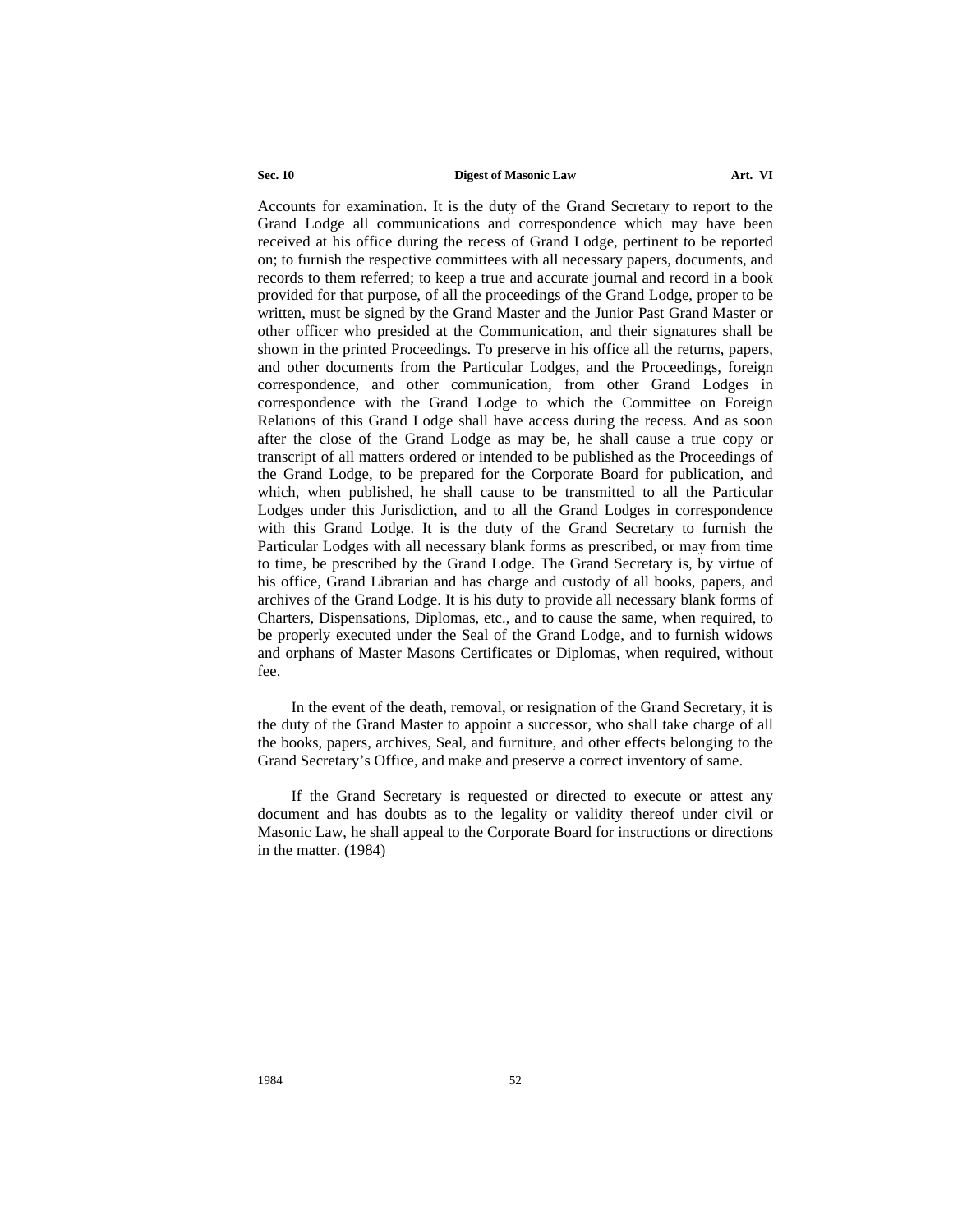Accounts for examination. It is the duty of the Grand Secretary to report to the Grand Lodge all communications and correspondence which may have been received at his office during the recess of Grand Lodge, pertinent to be reported on; to furnish the respective committees with all necessary papers, documents, and records to them referred; to keep a true and accurate journal and record in a book provided for that purpose, of all the proceedings of the Grand Lodge, proper to be written, must be signed by the Grand Master and the Junior Past Grand Master or other officer who presided at the Communication, and their signatures shall be shown in the printed Proceedings. To preserve in his office all the returns, papers, and other documents from the Particular Lodges, and the Proceedings, foreign correspondence, and other communication, from other Grand Lodges in correspondence with the Grand Lodge to which the Committee on Foreign Relations of this Grand Lodge shall have access during the recess. And as soon after the close of the Grand Lodge as may be, he shall cause a true copy or transcript of all matters ordered or intended to be published as the Proceedings of the Grand Lodge, to be prepared for the Corporate Board for publication, and which, when published, he shall cause to be transmitted to all the Particular Lodges under this Jurisdiction, and to all the Grand Lodges in correspondence with this Grand Lodge. It is the duty of the Grand Secretary to furnish the Particular Lodges with all necessary blank forms as prescribed, or may from time to time, be prescribed by the Grand Lodge. The Grand Secretary is, by virtue of his office, Grand Librarian and has charge and custody of all books, papers, and archives of the Grand Lodge. It is his duty to provide all necessary blank forms of Charters, Dispensations, Diplomas, etc., and to cause the same, when required, to be properly executed under the Seal of the Grand Lodge, and to furnish widows and orphans of Master Masons Certificates or Diplomas, when required, without fee.

In the event of the death, removal, or resignation of the Grand Secretary, it is the duty of the Grand Master to appoint a successor, who shall take charge of all the books, papers, archives, Seal, and furniture, and other effects belonging to the Grand Secretary's Office, and make and preserve a correct inventory of same.

If the Grand Secretary is requested or directed to execute or attest any document and has doubts as to the legality or validity thereof under civil or Masonic Law, he shall appeal to the Corporate Board for instructions or directions in the matter. (1984)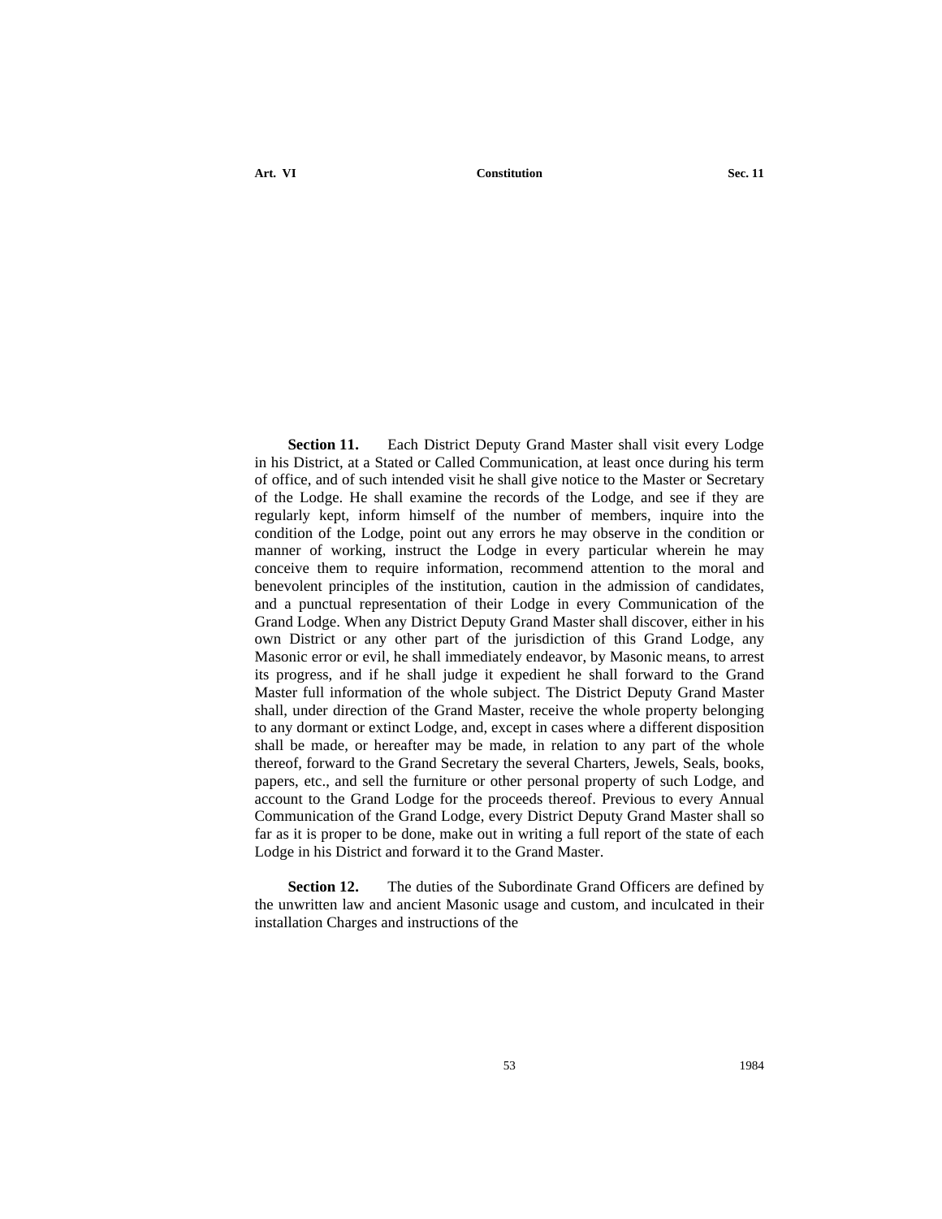**Section 11.** Each District Deputy Grand Master shall visit every Lodge in his District, at a Stated or Called Communication, at least once during his term of office, and of such intended visit he shall give notice to the Master or Secretary of the Lodge. He shall examine the records of the Lodge, and see if they are regularly kept, inform himself of the number of members, inquire into the condition of the Lodge, point out any errors he may observe in the condition or manner of working, instruct the Lodge in every particular wherein he may conceive them to require information, recommend attention to the moral and benevolent principles of the institution, caution in the admission of candidates, and a punctual representation of their Lodge in every Communication of the Grand Lodge. When any District Deputy Grand Master shall discover, either in his own District or any other part of the jurisdiction of this Grand Lodge, any Masonic error or evil, he shall immediately endeavor, by Masonic means, to arrest its progress, and if he shall judge it expedient he shall forward to the Grand Master full information of the whole subject. The District Deputy Grand Master shall, under direction of the Grand Master, receive the whole property belonging to any dormant or extinct Lodge, and, except in cases where a different disposition shall be made, or hereafter may be made, in relation to any part of the whole thereof, forward to the Grand Secretary the several Charters, Jewels, Seals, books, papers, etc., and sell the furniture or other personal property of such Lodge, and account to the Grand Lodge for the proceeds thereof. Previous to every Annual Communication of the Grand Lodge, every District Deputy Grand Master shall so far as it is proper to be done, make out in writing a full report of the state of each Lodge in his District and forward it to the Grand Master.

**Section 12.** The duties of the Subordinate Grand Officers are defined by the unwritten law and ancient Masonic usage and custom, and inculcated in their installation Charges and instructions of the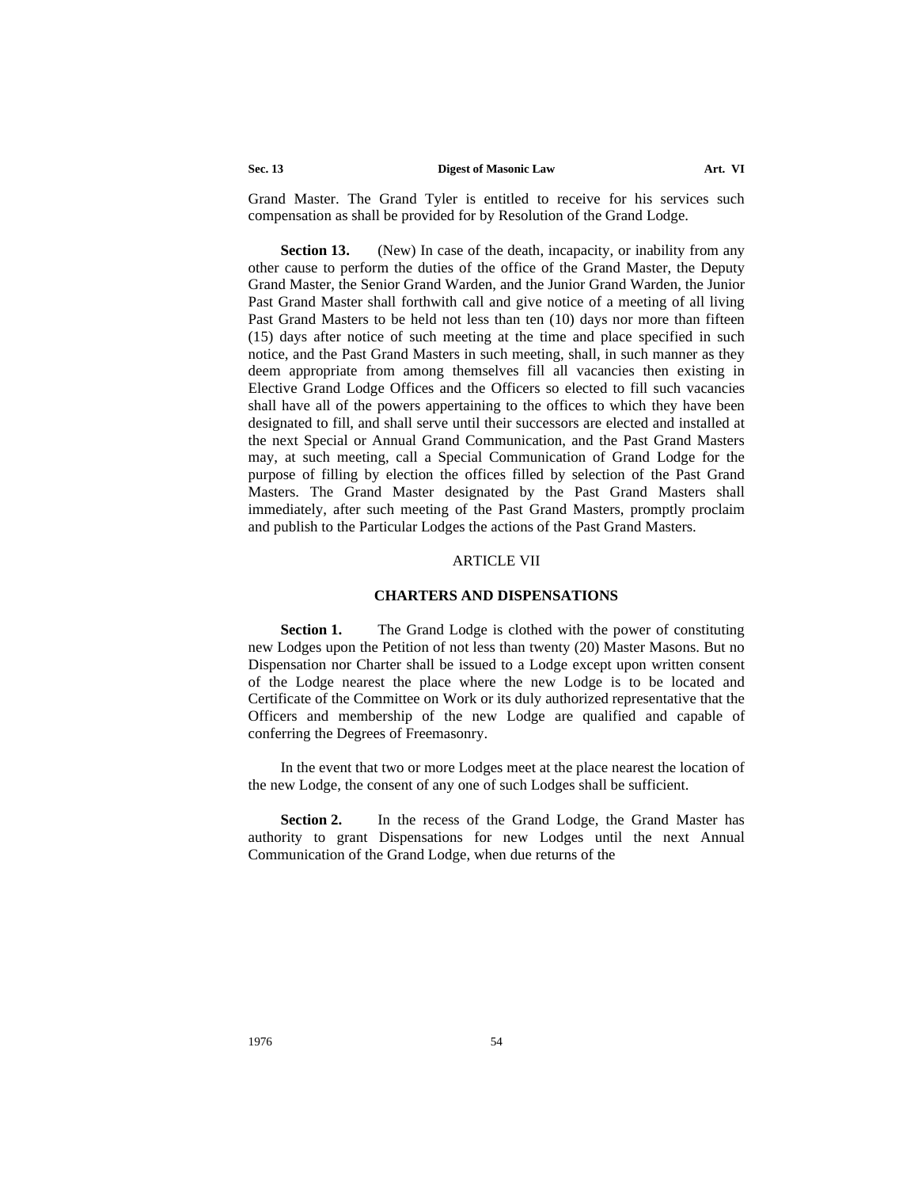Grand Master. The Grand Tyler is entitled to receive for his services such compensation as shall be provided for by Resolution of the Grand Lodge.

**Section 13.** (New) In case of the death, incapacity, or inability from any other cause to perform the duties of the office of the Grand Master, the Deputy Grand Master, the Senior Grand Warden, and the Junior Grand Warden, the Junior Past Grand Master shall forthwith call and give notice of a meeting of all living Past Grand Masters to be held not less than ten (10) days nor more than fifteen (15) days after notice of such meeting at the time and place specified in such notice, and the Past Grand Masters in such meeting, shall, in such manner as they deem appropriate from among themselves fill all vacancies then existing in Elective Grand Lodge Offices and the Officers so elected to fill such vacancies shall have all of the powers appertaining to the offices to which they have been designated to fill, and shall serve until their successors are elected and installed at the next Special or Annual Grand Communication, and the Past Grand Masters may, at such meeting, call a Special Communication of Grand Lodge for the purpose of filling by election the offices filled by selection of the Past Grand Masters. The Grand Master designated by the Past Grand Masters shall immediately, after such meeting of the Past Grand Masters, promptly proclaim and publish to the Particular Lodges the actions of the Past Grand Masters.

## ARTICLE VII

## CHARTERS AND DISPENSATIONS

**Section 1.** The Grand Lodge is clothed with the power of constituting new Lodges upon the Petition of not less than twenty (20) Master Masons. But no Dispensation nor Charter shall be issued to a Lodge except upon written consent of the Lodge nearest the place where the new Lodge is to be located and Certificate of the Committee on Work or its duly authorized representative that the Officers and membership of the new Lodge are qualified and capable of conferring the Degrees of Freemasonry.

In the event that two or more Lodges meet at the place nearest the location of the new Lodge, the consent of any one of such Lodges shall be sufficient.

**Section 2.** In the recess of the Grand Lodge, the Grand Master has authority to grant Dispensations for new Lodges until the next Annual Communication of the Grand Lodge, when due returns of the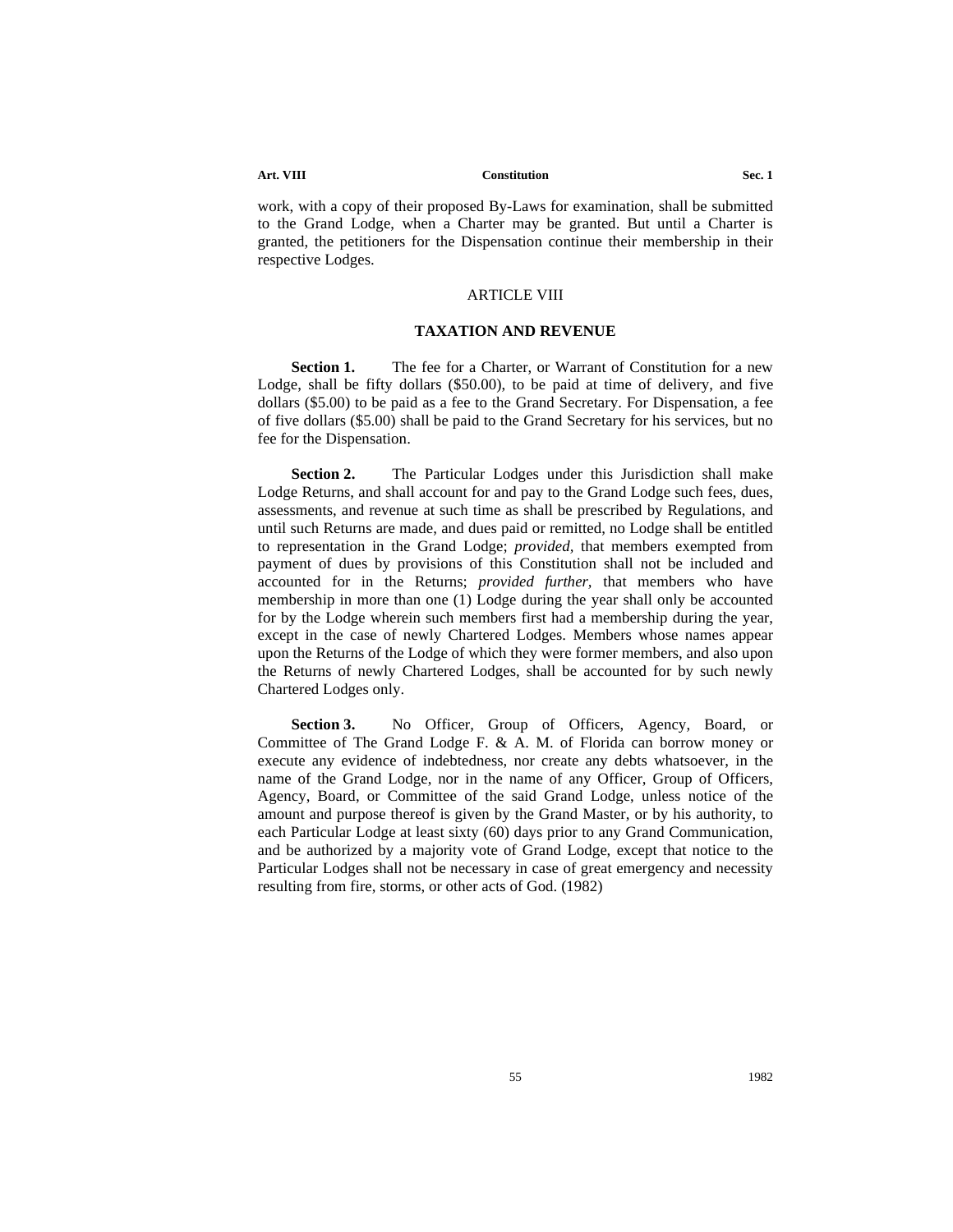work, with a copy of their proposed By-Laws for examination, shall be submitted to the Grand Lodge, when a Charter may be granted. But until a Charter is granted, the petitioners for the Dispensation continue their membership in their respective Lodges.

## ARTICLE VIII

### TAXATION AND REVENUE

**Section 1.** The fee for a Charter, or Warrant of Constitution for a new Lodge, shall be fifty dollars ($50.00), to be paid at time of delivery, and five dollars ($5.00) to be paid as a fee to the Grand Secretary. For Dispensation, a fee of five dollars ($5.00) shall be paid to the Grand Secretary for his services, but no fee for the Dispensation.

**Section 2.** The Particular Lodges under this Jurisdiction shall make Lodge Returns, and shall account for and pay to the Grand Lodge such fees, dues, assessments, and revenue at such time as shall be prescribed by Regulations, and until such Returns are made, and dues paid or remitted, no Lodge shall be entitled to representation in the Grand Lodge; *provided*, that members exempted from payment of dues by provisions of this Constitution shall not be included and accounted for in the Returns; *provided further*, that members who have membership in more than one (1) Lodge during the year shall only be accounted for by the Lodge wherein such members first had a membership during the year, except in the case of newly Chartered Lodges. Members whose names appear upon the Returns of the Lodge of which they were former members, and also upon the Returns of newly Chartered Lodges, shall be accounted for by such newly Chartered Lodges only.

**Section 3.** No Officer, Group of Officers, Agency, Board, or Committee of The Grand Lodge F. & A. M. of Florida can borrow money or execute any evidence of indebtedness, nor create any debts whatsoever, in the name of the Grand Lodge, nor in the name of any Officer, Group of Officers, Agency, Board, or Committee of the said Grand Lodge, unless notice of the amount and purpose thereof is given by the Grand Master, or by his authority, to each Particular Lodge at least sixty (60) days prior to any Grand Communication, and be authorized by a majority vote of Grand Lodge, except that notice to the Particular Lodges shall not be necessary in case of great emergency and necessity resulting from fire, storms, or other acts of God. (1982)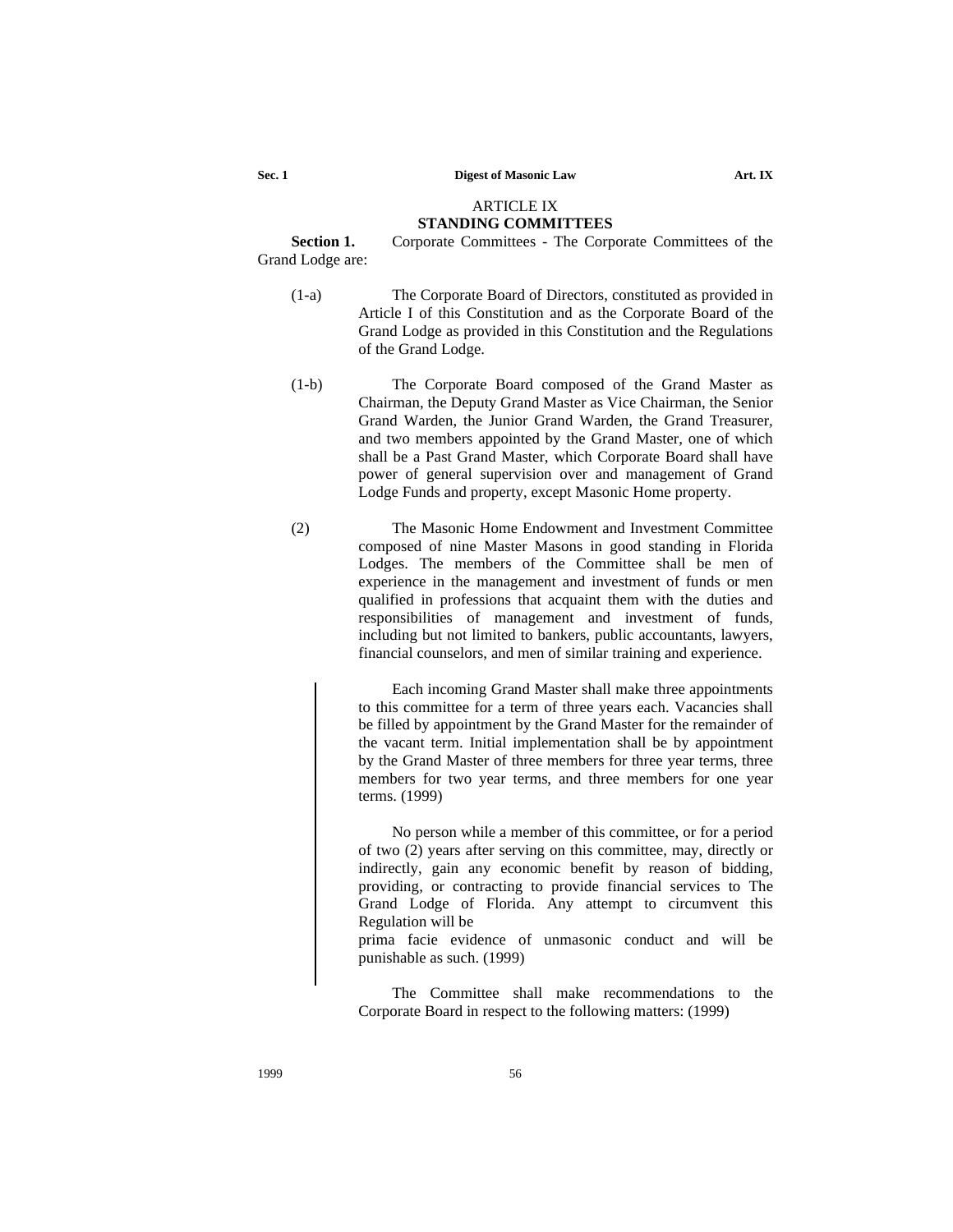## ARTICLE IX
## STANDING COMMITTEES

**Section 1.** Corporate Committees - The Corporate Committees of the Grand Lodge are:

(1-a) The Corporate Board of Directors, constituted as provided in Article I of this Constitution and as the Corporate Board of the Grand Lodge as provided in this Constitution and the Regulations of the Grand Lodge.

(1-b) The Corporate Board composed of the Grand Master as Chairman, the Deputy Grand Master as Vice Chairman, the Senior Grand Warden, the Junior Grand Warden, the Grand Treasurer, and two members appointed by the Grand Master, one of which shall be a Past Grand Master, which Corporate Board shall have power of general supervision over and management of Grand Lodge Funds and property, except Masonic Home property.

(2) The Masonic Home Endowment and Investment Committee composed of nine Master Masons in good standing in Florida Lodges. The members of the Committee shall be men of experience in the management and investment of funds or men qualified in professions that acquaint them with the duties and responsibilities of management and investment of funds, including but not limited to bankers, public accountants, lawyers, financial counselors, and men of similar training and experience.

Each incoming Grand Master shall make three appointments to this committee for a term of three years each. Vacancies shall be filled by appointment by the Grand Master for the remainder of the vacant term. Initial implementation shall be by appointment by the Grand Master of three members for three year terms, three members for two year terms, and three members for one year terms. (1999)

No person while a member of this committee, or for a period of two (2) years after serving on this committee, may, directly or indirectly, gain any economic benefit by reason of bidding, providing, or contracting to provide financial services to The Grand Lodge of Florida. Any attempt to circumvent this Regulation will be prima facie evidence of unmasonic conduct and will be punishable as such. (1999)

The Committee shall make recommendations to the Corporate Board in respect to the following matters: (1999)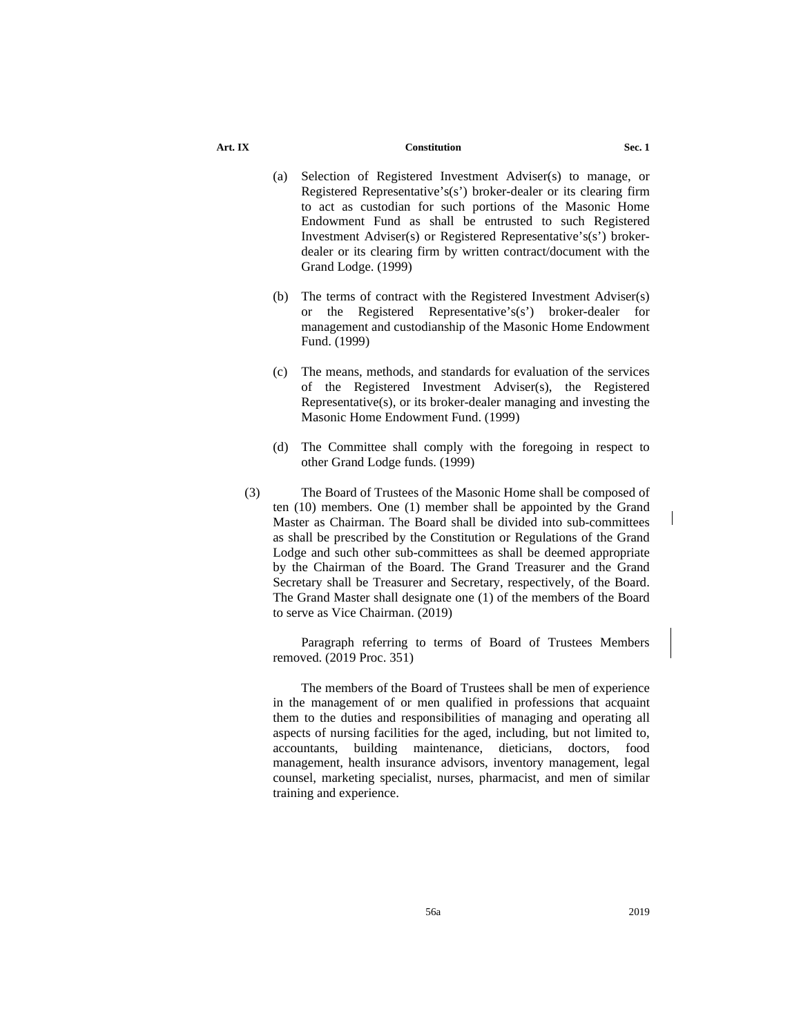(a) Selection of Registered Investment Adviser(s) to manage, or Registered Representative's(s') broker-dealer or its clearing firm to act as custodian for such portions of the Masonic Home Endowment Fund as shall be entrusted to such Registered Investment Adviser(s) or Registered Representative's(s') broker-dealer or its clearing firm by written contract/document with the Grand Lodge. (1999)

(b) The terms of contract with the Registered Investment Adviser(s) or the Registered Representative's(s') broker-dealer for management and custodianship of the Masonic Home Endowment Fund. (1999)

(c) The means, methods, and standards for evaluation of the services of the Registered Investment Adviser(s), the Registered Representative(s), or its broker-dealer managing and investing the Masonic Home Endowment Fund. (1999)

(d) The Committee shall comply with the foregoing in respect to other Grand Lodge funds. (1999)

(3) The Board of Trustees of the Masonic Home shall be composed of ten (10) members. One (1) member shall be appointed by the Grand Master as Chairman. The Board shall be divided into sub-committees as shall be prescribed by the Constitution or Regulations of the Grand Lodge and such other sub-committees as shall be deemed appropriate by the Chairman of the Board. The Grand Treasurer and the Grand Secretary shall be Treasurer and Secretary, respectively, of the Board. The Grand Master shall designate one (1) of the members of the Board to serve as Vice Chairman. (2019)

Paragraph referring to terms of Board of Trustees Members removed. (2019 Proc. 351)

The members of the Board of Trustees shall be men of experience in the management of or men qualified in professions that acquaint them to the duties and responsibilities of managing and operating all aspects of nursing facilities for the aged, including, but not limited to, accountants, building maintenance, dieticians, doctors, food management, health insurance advisors, inventory management, legal counsel, marketing specialist, nurses, pharmacist, and men of similar training and experience.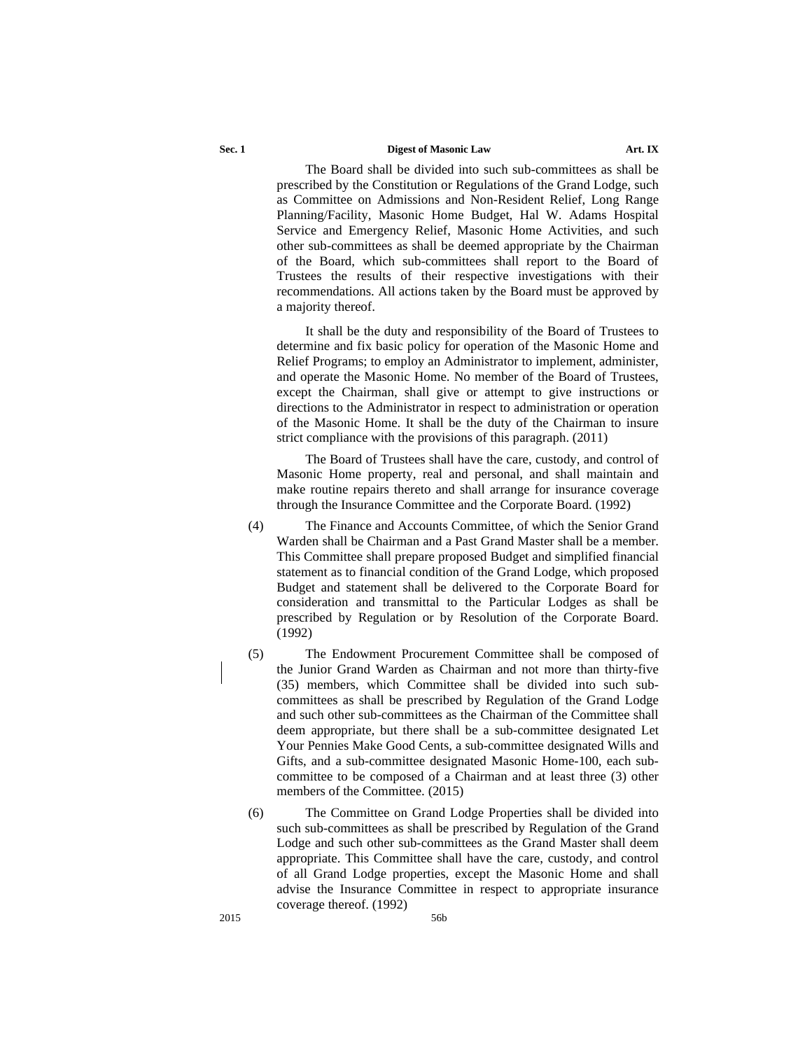The Board shall be divided into such sub-committees as shall be prescribed by the Constitution or Regulations of the Grand Lodge, such as Committee on Admissions and Non-Resident Relief, Long Range Planning/Facility, Masonic Home Budget, Hal W. Adams Hospital Service and Emergency Relief, Masonic Home Activities, and such other sub-committees as shall be deemed appropriate by the Chairman of the Board, which sub-committees shall report to the Board of Trustees the results of their respective investigations with their recommendations. All actions taken by the Board must be approved by a majority thereof.

It shall be the duty and responsibility of the Board of Trustees to determine and fix basic policy for operation of the Masonic Home and Relief Programs; to employ an Administrator to implement, administer, and operate the Masonic Home. No member of the Board of Trustees, except the Chairman, shall give or attempt to give instructions or directions to the Administrator in respect to administration or operation of the Masonic Home. It shall be the duty of the Chairman to insure strict compliance with the provisions of this paragraph. (2011)

The Board of Trustees shall have the care, custody, and control of Masonic Home property, real and personal, and shall maintain and make routine repairs thereto and shall arrange for insurance coverage through the Insurance Committee and the Corporate Board. (1992)

(4) The Finance and Accounts Committee, of which the Senior Grand Warden shall be Chairman and a Past Grand Master shall be a member. This Committee shall prepare proposed Budget and simplified financial statement as to financial condition of the Grand Lodge, which proposed Budget and statement shall be delivered to the Corporate Board for consideration and transmittal to the Particular Lodges as shall be prescribed by Regulation or by Resolution of the Corporate Board. (1992)

(5) The Endowment Procurement Committee shall be composed of the Junior Grand Warden as Chairman and not more than thirty-five (35) members, which Committee shall be divided into such sub-committees as shall be prescribed by Regulation of the Grand Lodge and such other sub-committees as the Chairman of the Committee shall deem appropriate, but there shall be a sub-committee designated Let Your Pennies Make Good Cents, a sub-committee designated Wills and Gifts, and a sub-committee designated Masonic Home-100, each sub-committee to be composed of a Chairman and at least three (3) other members of the Committee. (2015)

(6) The Committee on Grand Lodge Properties shall be divided into such sub-committees as shall be prescribed by Regulation of the Grand Lodge and such other sub-committees as the Grand Master shall deem appropriate. This Committee shall have the care, custody, and control of all Grand Lodge properties, except the Masonic Home and shall advise the Insurance Committee in respect to appropriate insurance coverage thereof. (1992)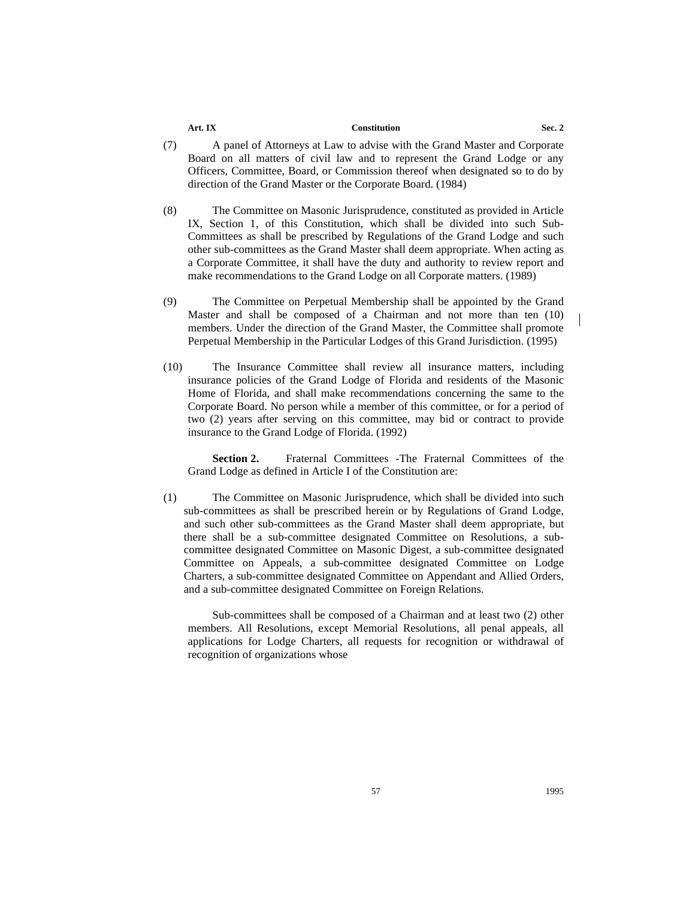(7) A panel of Attorneys at Law to advise with the Grand Master and Corporate Board on all matters of civil law and to represent the Grand Lodge or any Officers, Committee, Board, or Commission thereof when designated so to do by direction of the Grand Master or the Corporate Board. (1984)

(8) The Committee on Masonic Jurisprudence, constituted as provided in Article IX, Section 1, of this Constitution, which shall be divided into such Sub-Committees as shall be prescribed by Regulations of the Grand Lodge and such other sub-committees as the Grand Master shall deem appropriate. When acting as a Corporate Committee, it shall have the duty and authority to review report and make recommendations to the Grand Lodge on all Corporate matters. (1989)

(9) The Committee on Perpetual Membership shall be appointed by the Grand Master and shall be composed of a Chairman and not more than ten (10) members. Under the direction of the Grand Master, the Committee shall promote Perpetual Membership in the Particular Lodges of this Grand Jurisdiction. (1995)

(10) The Insurance Committee shall review all insurance matters, including insurance policies of the Grand Lodge of Florida and residents of the Masonic Home of Florida, and shall make recommendations concerning the same to the Corporate Board. No person while a member of this committee, or for a period of two (2) years after serving on this committee, may bid or contract to provide insurance to the Grand Lodge of Florida. (1992)

**Section 2.** Fraternal Committees -The Fraternal Committees of the Grand Lodge as defined in Article I of the Constitution are:

(1) The Committee on Masonic Jurisprudence, which shall be divided into such sub-committees as shall be prescribed herein or by Regulations of Grand Lodge, and such other sub-committees as the Grand Master shall deem appropriate, but there shall be a sub-committee designated Committee on Resolutions, a sub-committee designated Committee on Masonic Digest, a sub-committee designated Committee on Appeals, a sub-committee designated Committee on Lodge Charters, a sub-committee designated Committee on Appendant and Allied Orders, and a sub-committee designated Committee on Foreign Relations.

Sub-committees shall be composed of a Chairman and at least two (2) other members. All Resolutions, except Memorial Resolutions, all penal appeals, all applications for Lodge Charters, all requests for recognition or withdrawal of recognition of organizations whose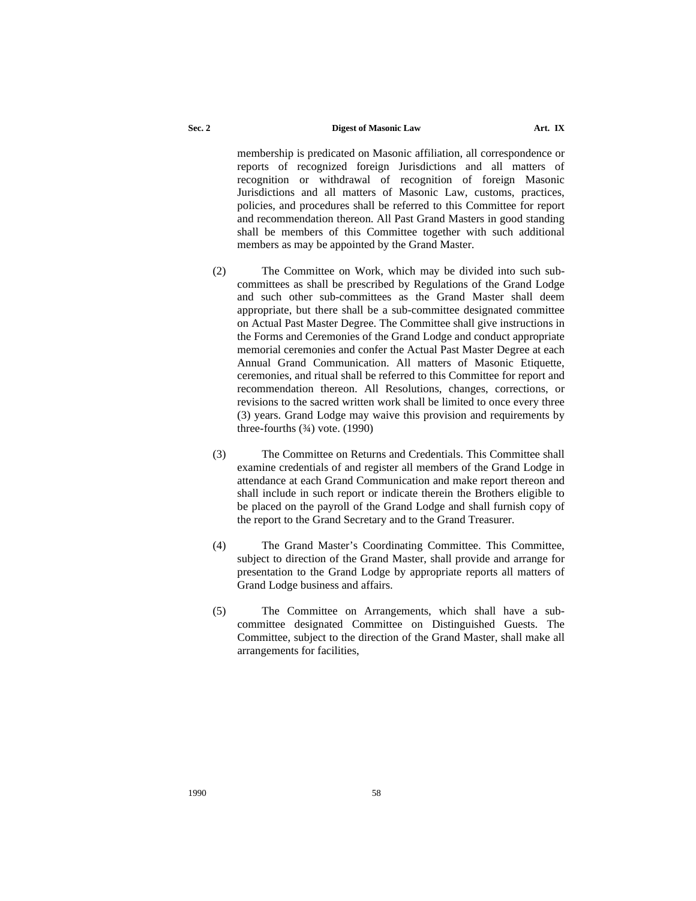membership is predicated on Masonic affiliation, all correspondence or reports of recognized foreign Jurisdictions and all matters of recognition or withdrawal of recognition of foreign Masonic Jurisdictions and all matters of Masonic Law, customs, practices, policies, and procedures shall be referred to this Committee for report and recommendation thereon. All Past Grand Masters in good standing shall be members of this Committee together with such additional members as may be appointed by the Grand Master.

(2) The Committee on Work, which may be divided into such sub-committees as shall be prescribed by Regulations of the Grand Lodge and such other sub-committees as the Grand Master shall deem appropriate, but there shall be a sub-committee designated committee on Actual Past Master Degree. The Committee shall give instructions in the Forms and Ceremonies of the Grand Lodge and conduct appropriate memorial ceremonies and confer the Actual Past Master Degree at each Annual Grand Communication. All matters of Masonic Etiquette, ceremonies, and ritual shall be referred to this Committee for report and recommendation thereon. All Resolutions, changes, corrections, or revisions to the sacred written work shall be limited to once every three (3) years. Grand Lodge may waive this provision and requirements by three-fourths (¾) vote. (1990)

(3) The Committee on Returns and Credentials. This Committee shall examine credentials of and register all members of the Grand Lodge in attendance at each Grand Communication and make report thereon and shall include in such report or indicate therein the Brothers eligible to be placed on the payroll of the Grand Lodge and shall furnish copy of the report to the Grand Secretary and to the Grand Treasurer.

(4) The Grand Master's Coordinating Committee. This Committee, subject to direction of the Grand Master, shall provide and arrange for presentation to the Grand Lodge by appropriate reports all matters of Grand Lodge business and affairs.

(5) The Committee on Arrangements, which shall have a sub-committee designated Committee on Distinguished Guests. The Committee, subject to the direction of the Grand Master, shall make all arrangements for facilities,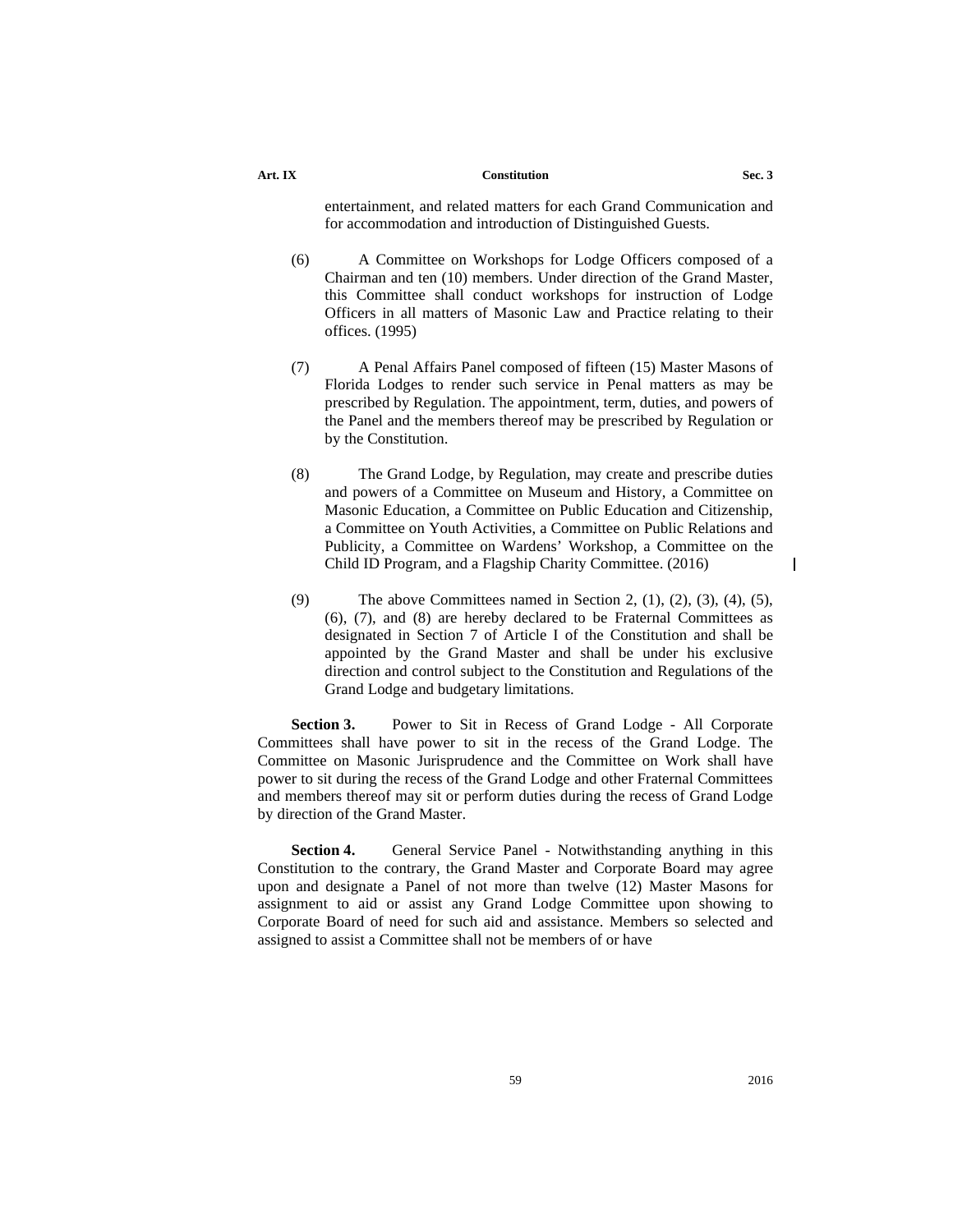entertainment, and related matters for each Grand Communication and for accommodation and introduction of Distinguished Guests.

(6) A Committee on Workshops for Lodge Officers composed of a Chairman and ten (10) members. Under direction of the Grand Master, this Committee shall conduct workshops for instruction of Lodge Officers in all matters of Masonic Law and Practice relating to their offices. (1995)

(7) A Penal Affairs Panel composed of fifteen (15) Master Masons of Florida Lodges to render such service in Penal matters as may be prescribed by Regulation. The appointment, term, duties, and powers of the Panel and the members thereof may be prescribed by Regulation or by the Constitution.

(8) The Grand Lodge, by Regulation, may create and prescribe duties and powers of a Committee on Museum and History, a Committee on Masonic Education, a Committee on Public Education and Citizenship, a Committee on Youth Activities, a Committee on Public Relations and Publicity, a Committee on Wardens' Workshop, a Committee on the Child ID Program, and a Flagship Charity Committee. (2016)

(9) The above Committees named in Section 2, (1), (2), (3), (4), (5), (6), (7), and (8) are hereby declared to be Fraternal Committees as designated in Section 7 of Article I of the Constitution and shall be appointed by the Grand Master and shall be under his exclusive direction and control subject to the Constitution and Regulations of the Grand Lodge and budgetary limitations.

**Section 3.** Power to Sit in Recess of Grand Lodge - All Corporate Committees shall have power to sit in the recess of the Grand Lodge. The Committee on Masonic Jurisprudence and the Committee on Work shall have power to sit during the recess of the Grand Lodge and other Fraternal Committees and members thereof may sit or perform duties during the recess of Grand Lodge by direction of the Grand Master.

**Section 4.** General Service Panel - Notwithstanding anything in this Constitution to the contrary, the Grand Master and Corporate Board may agree upon and designate a Panel of not more than twelve (12) Master Masons for assignment to aid or assist any Grand Lodge Committee upon showing to Corporate Board of need for such aid and assistance. Members so selected and assigned to assist a Committee shall not be members of or have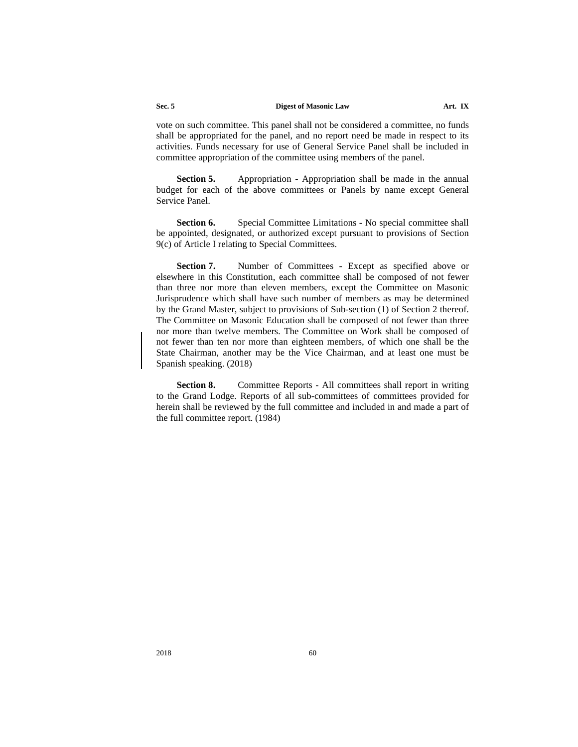vote on such committee. This panel shall not be considered a committee, no funds shall be appropriated for the panel, and no report need be made in respect to its activities. Funds necessary for use of General Service Panel shall be included in committee appropriation of the committee using members of the panel.

**Section 5.** Appropriation - Appropriation shall be made in the annual budget for each of the above committees or Panels by name except General Service Panel.

**Section 6.** Special Committee Limitations - No special committee shall be appointed, designated, or authorized except pursuant to provisions of Section 9(c) of Article I relating to Special Committees.

**Section 7.** Number of Committees - Except as specified above or elsewhere in this Constitution, each committee shall be composed of not fewer than three nor more than eleven members, except the Committee on Masonic Jurisprudence which shall have such number of members as may be determined by the Grand Master, subject to provisions of Sub-section (1) of Section 2 thereof. The Committee on Masonic Education shall be composed of not fewer than three nor more than twelve members. The Committee on Work shall be composed of not fewer than ten nor more than eighteen members, of which one shall be the State Chairman, another may be the Vice Chairman, and at least one must be Spanish speaking. (2018)

**Section 8.** Committee Reports - All committees shall report in writing to the Grand Lodge. Reports of all sub-committees of committees provided for herein shall be reviewed by the full committee and included in and made a part of the full committee report. (1984)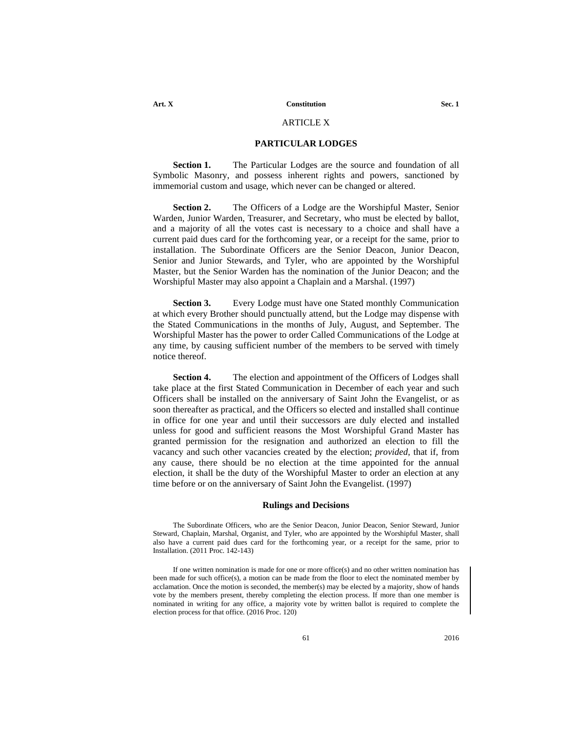# ARTICLE X

## PARTICULAR LODGES

**Section 1.** The Particular Lodges are the source and foundation of all Symbolic Masonry, and possess inherent rights and powers, sanctioned by immemorial custom and usage, which never can be changed or altered.

**Section 2.** The Officers of a Lodge are the Worshipful Master, Senior Warden, Junior Warden, Treasurer, and Secretary, who must be elected by ballot, and a majority of all the votes cast is necessary to a choice and shall have a current paid dues card for the forthcoming year, or a receipt for the same, prior to installation. The Subordinate Officers are the Senior Deacon, Junior Deacon, Senior and Junior Stewards, and Tyler, who are appointed by the Worshipful Master, but the Senior Warden has the nomination of the Junior Deacon; and the Worshipful Master may also appoint a Chaplain and a Marshal. (1997)

**Section 3.** Every Lodge must have one Stated monthly Communication at which every Brother should punctually attend, but the Lodge may dispense with the Stated Communications in the months of July, August, and September. The Worshipful Master has the power to order Called Communications of the Lodge at any time, by causing sufficient number of the members to be served with timely notice thereof.

**Section 4.** The election and appointment of the Officers of Lodges shall take place at the first Stated Communication in December of each year and such Officers shall be installed on the anniversary of Saint John the Evangelist, or as soon thereafter as practical, and the Officers so elected and installed shall continue in office for one year and until their successors are duly elected and installed unless for good and sufficient reasons the Most Worshipful Grand Master has granted permission for the resignation and authorized an election to fill the vacancy and such other vacancies created by the election; *provided*, that if, from any cause, there should be no election at the time appointed for the annual election, it shall be the duty of the Worshipful Master to order an election at any time before or on the anniversary of Saint John the Evangelist. (1997)

### Rulings and Decisions

The Subordinate Officers, who are the Senior Deacon, Junior Deacon, Senior Steward, Junior Steward, Chaplain, Marshal, Organist, and Tyler, who are appointed by the Worshipful Master, shall also have a current paid dues card for the forthcoming year, or a receipt for the same, prior to Installation. (2011 Proc. 142-143)

If one written nomination is made for one or more office(s) and no other written nomination has been made for such office(s), a motion can be made from the floor to elect the nominated member by acclamation. Once the motion is seconded, the member(s) may be elected by a majority, show of hands vote by the members present, thereby completing the election process. If more than one member is nominated in writing for any office, a majority vote by written ballot is required to complete the election process for that office. (2016 Proc. 120)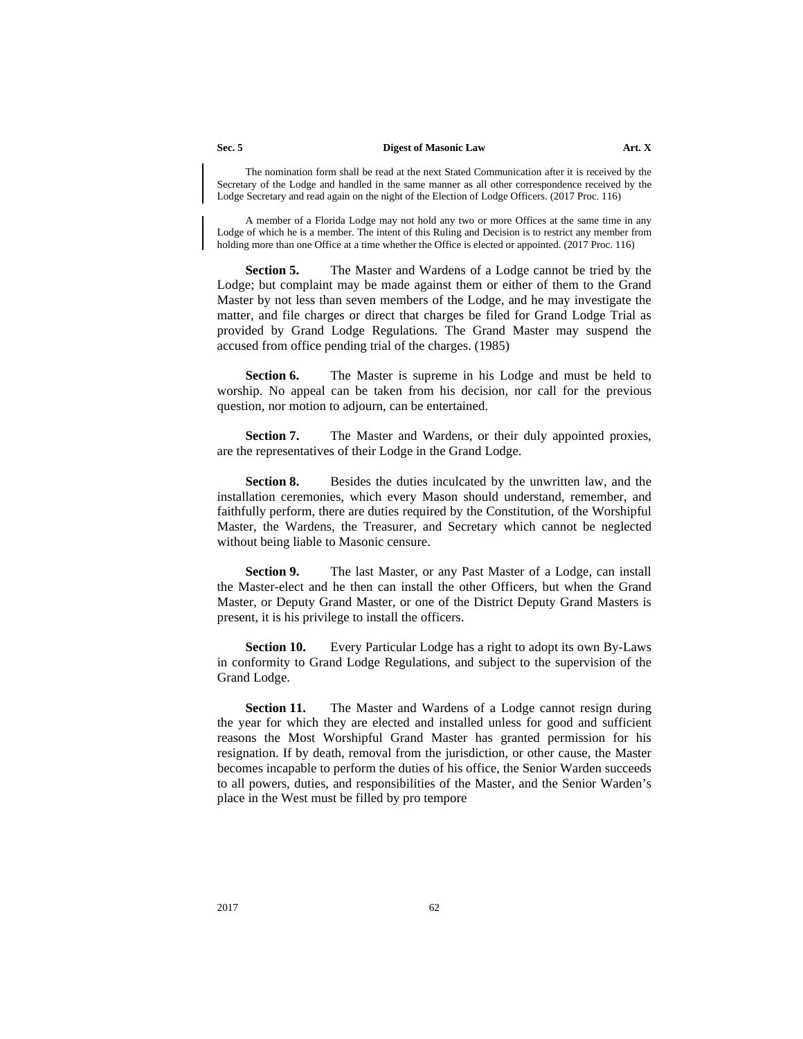The nomination form shall be read at the next Stated Communication after it is received by the Secretary of the Lodge and handled in the same manner as all other correspondence received by the Lodge Secretary and read again on the night of the Election of Lodge Officers. (2017 Proc. 116)

A member of a Florida Lodge may not hold any two or more Offices at the same time in any Lodge of which he is a member. The intent of this Ruling and Decision is to restrict any member from holding more than one Office at a time whether the Office is elected or appointed. (2017 Proc. 116)

**Section 5.** The Master and Wardens of a Lodge cannot be tried by the Lodge; but complaint may be made against them or either of them to the Grand Master by not less than seven members of the Lodge, and he may investigate the matter, and file charges or direct that charges be filed for Grand Lodge Trial as provided by Grand Lodge Regulations. The Grand Master may suspend the accused from office pending trial of the charges. (1985)

**Section 6.** The Master is supreme in his Lodge and must be held to worship. No appeal can be taken from his decision, nor call for the previous question, nor motion to adjourn, can be entertained.

**Section 7.** The Master and Wardens, or their duly appointed proxies, are the representatives of their Lodge in the Grand Lodge.

**Section 8.** Besides the duties inculcated by the unwritten law, and the installation ceremonies, which every Mason should understand, remember, and faithfully perform, there are duties required by the Constitution, of the Worshipful Master, the Wardens, the Treasurer, and Secretary which cannot be neglected without being liable to Masonic censure.

**Section 9.** The last Master, or any Past Master of a Lodge, can install the Master-elect and he then can install the other Officers, but when the Grand Master, or Deputy Grand Master, or one of the District Deputy Grand Masters is present, it is his privilege to install the officers.

**Section 10.** Every Particular Lodge has a right to adopt its own By-Laws in conformity to Grand Lodge Regulations, and subject to the supervision of the Grand Lodge.

**Section 11.** The Master and Wardens of a Lodge cannot resign during the year for which they are elected and installed unless for good and sufficient reasons the Most Worshipful Grand Master has granted permission for his resignation. If by death, removal from the jurisdiction, or other cause, the Master becomes incapable to perform the duties of his office, the Senior Warden succeeds to all powers, duties, and responsibilities of the Master, and the Senior Warden's place in the West must be filled by pro tempore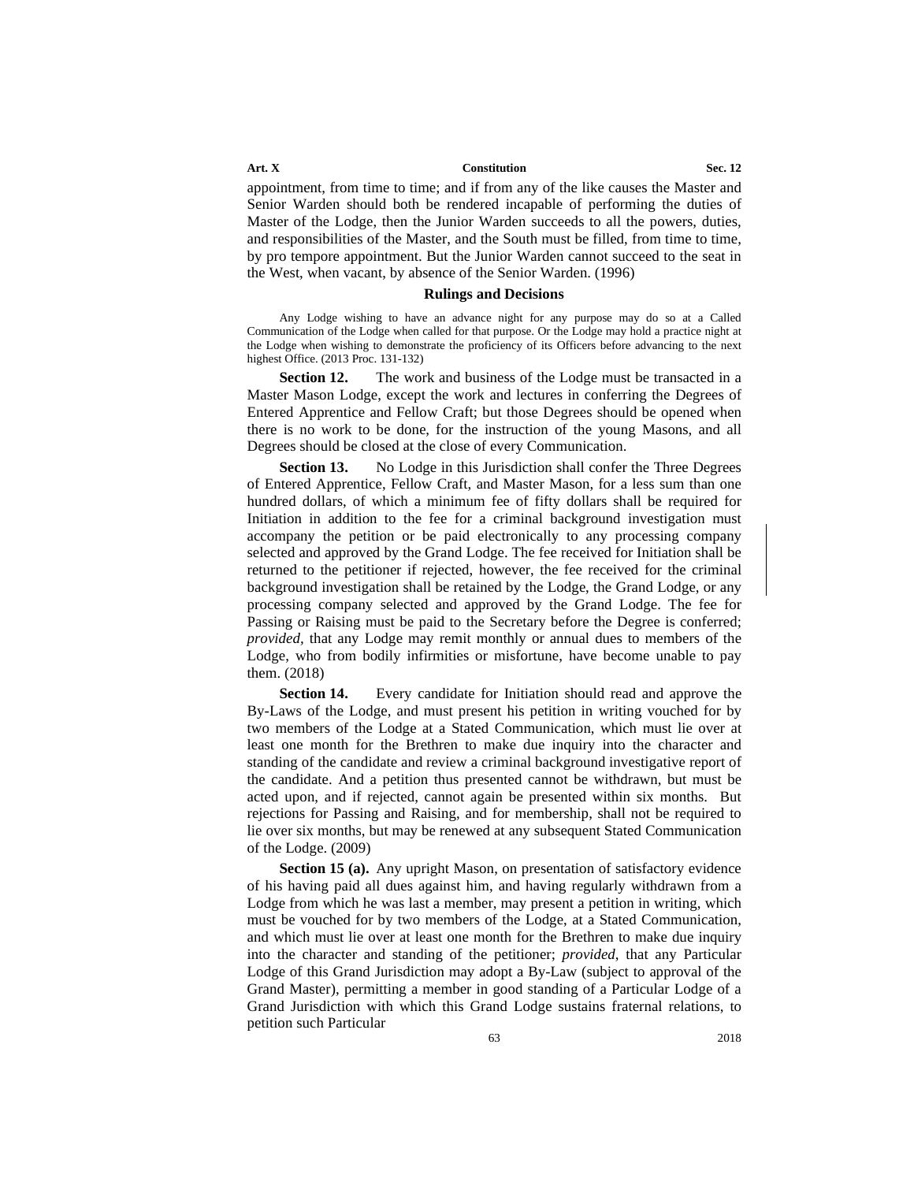appointment, from time to time; and if from any of the like causes the Master and Senior Warden should both be rendered incapable of performing the duties of Master of the Lodge, then the Junior Warden succeeds to all the powers, duties, and responsibilities of the Master, and the South must be filled, from time to time, by pro tempore appointment. But the Junior Warden cannot succeed to the seat in the West, when vacant, by absence of the Senior Warden. (1996)

### Rulings and Decisions

Any Lodge wishing to have an advance night for any purpose may do so at a Called Communication of the Lodge when called for that purpose. Or the Lodge may hold a practice night at the Lodge when wishing to demonstrate the proficiency of its Officers before advancing to the next highest Office. (2013 Proc. 131-132)

**Section 12.** The work and business of the Lodge must be transacted in a Master Mason Lodge, except the work and lectures in conferring the Degrees of Entered Apprentice and Fellow Craft; but those Degrees should be opened when there is no work to be done, for the instruction of the young Masons, and all Degrees should be closed at the close of every Communication.

**Section 13.** No Lodge in this Jurisdiction shall confer the Three Degrees of Entered Apprentice, Fellow Craft, and Master Mason, for a less sum than one hundred dollars, of which a minimum fee of fifty dollars shall be required for Initiation in addition to the fee for a criminal background investigation must accompany the petition or be paid electronically to any processing company selected and approved by the Grand Lodge. The fee received for Initiation shall be returned to the petitioner if rejected, however, the fee received for the criminal background investigation shall be retained by the Lodge, the Grand Lodge, or any processing company selected and approved by the Grand Lodge. The fee for Passing or Raising must be paid to the Secretary before the Degree is conferred; *provided*, that any Lodge may remit monthly or annual dues to members of the Lodge, who from bodily infirmities or misfortune, have become unable to pay them. (2018)

**Section 14.** Every candidate for Initiation should read and approve the By-Laws of the Lodge, and must present his petition in writing vouched for by two members of the Lodge at a Stated Communication, which must lie over at least one month for the Brethren to make due inquiry into the character and standing of the candidate and review a criminal background investigative report of the candidate. And a petition thus presented cannot be withdrawn, but must be acted upon, and if rejected, cannot again be presented within six months. But rejections for Passing and Raising, and for membership, shall not be required to lie over six months, but may be renewed at any subsequent Stated Communication of the Lodge. (2009)

**Section 15 (a).** Any upright Mason, on presentation of satisfactory evidence of his having paid all dues against him, and having regularly withdrawn from a Lodge from which he was last a member, may present a petition in writing, which must be vouched for by two members of the Lodge, at a Stated Communication, and which must lie over at least one month for the Brethren to make due inquiry into the character and standing of the petitioner; *provided*, that any Particular Lodge of this Grand Jurisdiction may adopt a By-Law (subject to approval of the Grand Master), permitting a member in good standing of a Particular Lodge of a Grand Jurisdiction with which this Grand Lodge sustains fraternal relations, to petition such Particular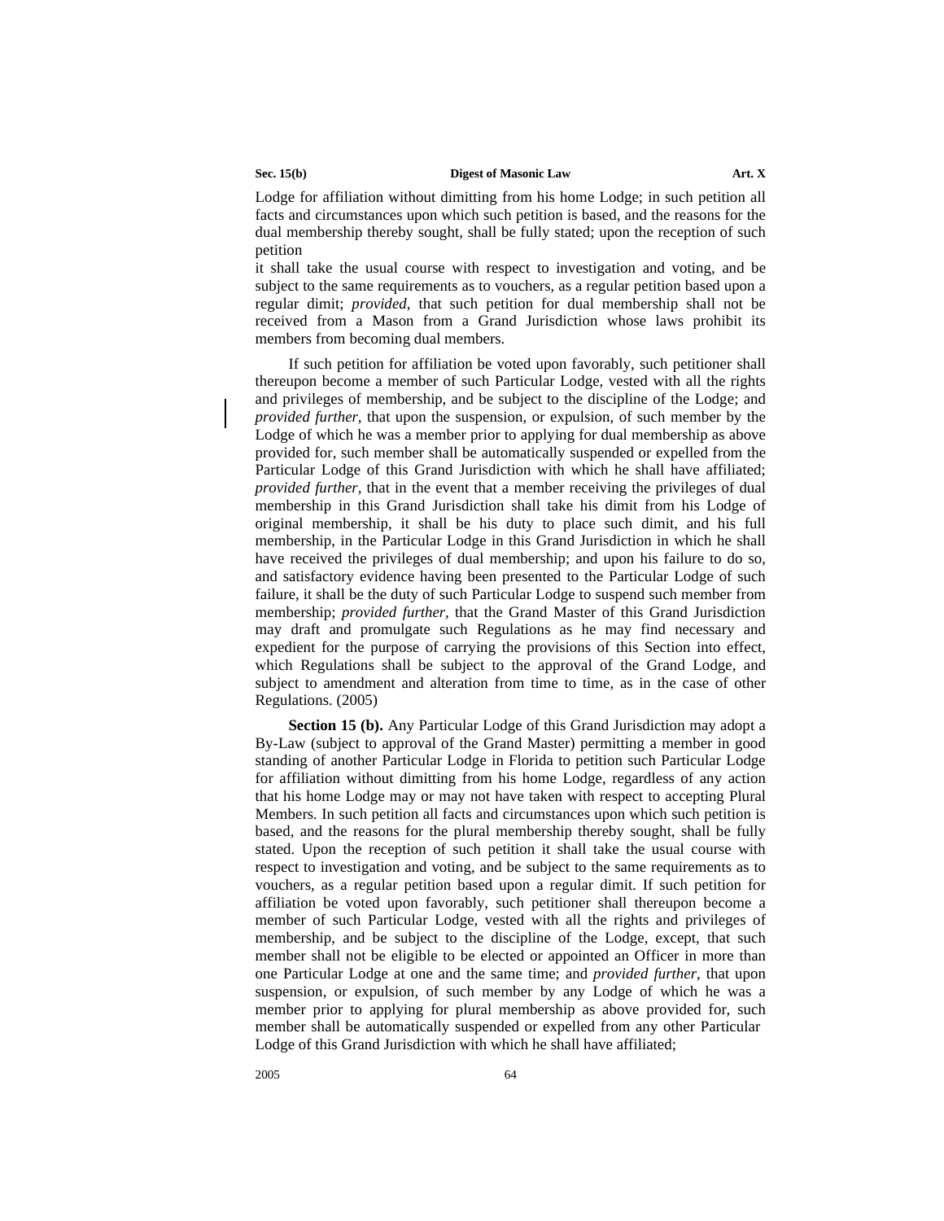Lodge for affiliation without dimitting from his home Lodge; in such petition all facts and circumstances upon which such petition is based, and the reasons for the dual membership thereby sought, shall be fully stated; upon the reception of such petition
it shall take the usual course with respect to investigation and voting, and be subject to the same requirements as to vouchers, as a regular petition based upon a regular dimit; *provided*, that such petition for dual membership shall not be received from a Mason from a Grand Jurisdiction whose laws prohibit its members from becoming dual members.

If such petition for affiliation be voted upon favorably, such petitioner shall thereupon become a member of such Particular Lodge, vested with all the rights and privileges of membership, and be subject to the discipline of the Lodge; and *provided further,* that upon the suspension, or expulsion, of such member by the Lodge of which he was a member prior to applying for dual membership as above provided for, such member shall be automatically suspended or expelled from the Particular Lodge of this Grand Jurisdiction with which he shall have affiliated; *provided further,* that in the event that a member receiving the privileges of dual membership in this Grand Jurisdiction shall take his dimit from his Lodge of original membership, it shall be his duty to place such dimit, and his full membership, in the Particular Lodge in this Grand Jurisdiction in which he shall have received the privileges of dual membership; and upon his failure to do so, and satisfactory evidence having been presented to the Particular Lodge of such failure, it shall be the duty of such Particular Lodge to suspend such member from membership; *provided further,* that the Grand Master of this Grand Jurisdiction may draft and promulgate such Regulations as he may find necessary and expedient for the purpose of carrying the provisions of this Section into effect, which Regulations shall be subject to the approval of the Grand Lodge, and subject to amendment and alteration from time to time, as in the case of other Regulations. (2005)

**Section 15 (b).** Any Particular Lodge of this Grand Jurisdiction may adopt a By-Law (subject to approval of the Grand Master) permitting a member in good standing of another Particular Lodge in Florida to petition such Particular Lodge for affiliation without dimitting from his home Lodge, regardless of any action that his home Lodge may or may not have taken with respect to accepting Plural Members. In such petition all facts and circumstances upon which such petition is based, and the reasons for the plural membership thereby sought, shall be fully stated. Upon the reception of such petition it shall take the usual course with respect to investigation and voting, and be subject to the same requirements as to vouchers, as a regular petition based upon a regular dimit. If such petition for affiliation be voted upon favorably, such petitioner shall thereupon become a member of such Particular Lodge, vested with all the rights and privileges of membership, and be subject to the discipline of the Lodge, except, that such member shall not be eligible to be elected or appointed an Officer in more than one Particular Lodge at one and the same time; and *provided further,* that upon suspension, or expulsion, of such member by any Lodge of which he was a member prior to applying for plural membership as above provided for, such member shall be automatically suspended or expelled from any other Particular Lodge of this Grand Jurisdiction with which he shall have affiliated;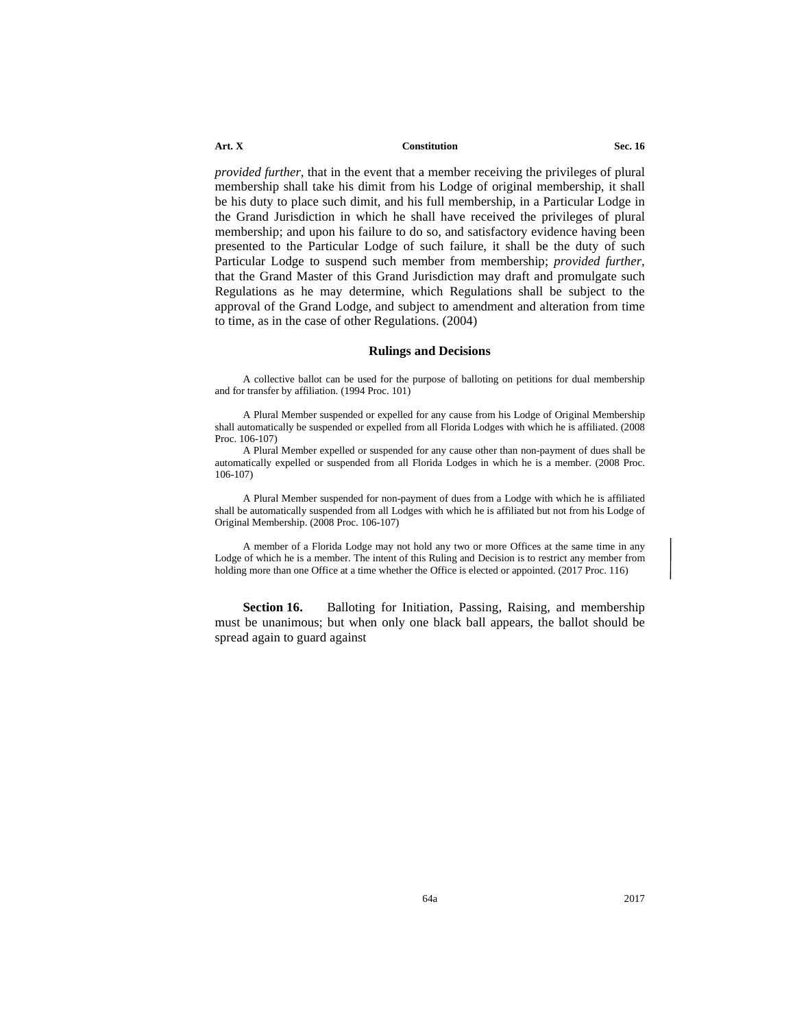*provided further,* that in the event that a member receiving the privileges of plural membership shall take his dimit from his Lodge of original membership, it shall be his duty to place such dimit, and his full membership, in a Particular Lodge in the Grand Jurisdiction in which he shall have received the privileges of plural membership; and upon his failure to do so, and satisfactory evidence having been presented to the Particular Lodge of such failure, it shall be the duty of such Particular Lodge to suspend such member from membership; *provided further*, that the Grand Master of this Grand Jurisdiction may draft and promulgate such Regulations as he may determine, which Regulations shall be subject to the approval of the Grand Lodge, and subject to amendment and alteration from time to time, as in the case of other Regulations. (2004)

### Rulings and Decisions

A collective ballot can be used for the purpose of balloting on petitions for dual membership and for transfer by affiliation. (1994 Proc. 101)

A Plural Member suspended or expelled for any cause from his Lodge of Original Membership shall automatically be suspended or expelled from all Florida Lodges with which he is affiliated. (2008 Proc. 106-107)

A Plural Member expelled or suspended for any cause other than non-payment of dues shall be automatically expelled or suspended from all Florida Lodges in which he is a member. (2008 Proc. 106-107)

A Plural Member suspended for non-payment of dues from a Lodge with which he is affiliated shall be automatically suspended from all Lodges with which he is affiliated but not from his Lodge of Original Membership. (2008 Proc. 106-107)

A member of a Florida Lodge may not hold any two or more Offices at the same time in any Lodge of which he is a member. The intent of this Ruling and Decision is to restrict any member from holding more than one Office at a time whether the Office is elected or appointed. (2017 Proc. 116)

**Section 16.** Balloting for Initiation, Passing, Raising, and membership must be unanimous; but when only one black ball appears, the ballot should be spread again to guard against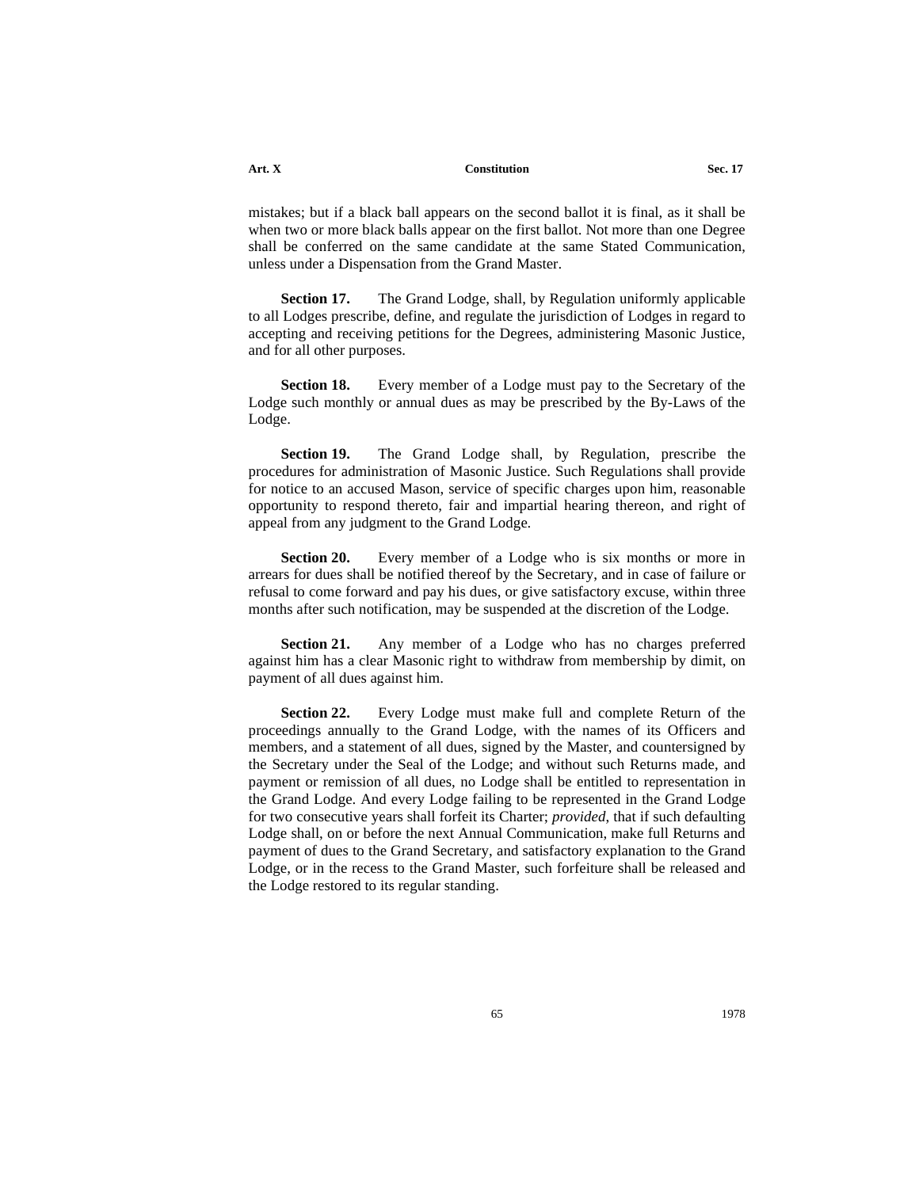mistakes; but if a black ball appears on the second ballot it is final, as it shall be when two or more black balls appear on the first ballot. Not more than one Degree shall be conferred on the same candidate at the same Stated Communication, unless under a Dispensation from the Grand Master.

**Section 17.** The Grand Lodge, shall, by Regulation uniformly applicable to all Lodges prescribe, define, and regulate the jurisdiction of Lodges in regard to accepting and receiving petitions for the Degrees, administering Masonic Justice, and for all other purposes.

**Section 18.** Every member of a Lodge must pay to the Secretary of the Lodge such monthly or annual dues as may be prescribed by the By-Laws of the Lodge.

**Section 19.** The Grand Lodge shall, by Regulation, prescribe the procedures for administration of Masonic Justice. Such Regulations shall provide for notice to an accused Mason, service of specific charges upon him, reasonable opportunity to respond thereto, fair and impartial hearing thereon, and right of appeal from any judgment to the Grand Lodge.

**Section 20.** Every member of a Lodge who is six months or more in arrears for dues shall be notified thereof by the Secretary, and in case of failure or refusal to come forward and pay his dues, or give satisfactory excuse, within three months after such notification, may be suspended at the discretion of the Lodge.

**Section 21.** Any member of a Lodge who has no charges preferred against him has a clear Masonic right to withdraw from membership by dimit, on payment of all dues against him.

**Section 22.** Every Lodge must make full and complete Return of the proceedings annually to the Grand Lodge, with the names of its Officers and members, and a statement of all dues, signed by the Master, and countersigned by the Secretary under the Seal of the Lodge; and without such Returns made, and payment or remission of all dues, no Lodge shall be entitled to representation in the Grand Lodge. And every Lodge failing to be represented in the Grand Lodge for two consecutive years shall forfeit its Charter; *provided*, that if such defaulting Lodge shall, on or before the next Annual Communication, make full Returns and payment of dues to the Grand Secretary, and satisfactory explanation to the Grand Lodge, or in the recess to the Grand Master, such forfeiture shall be released and the Lodge restored to its regular standing.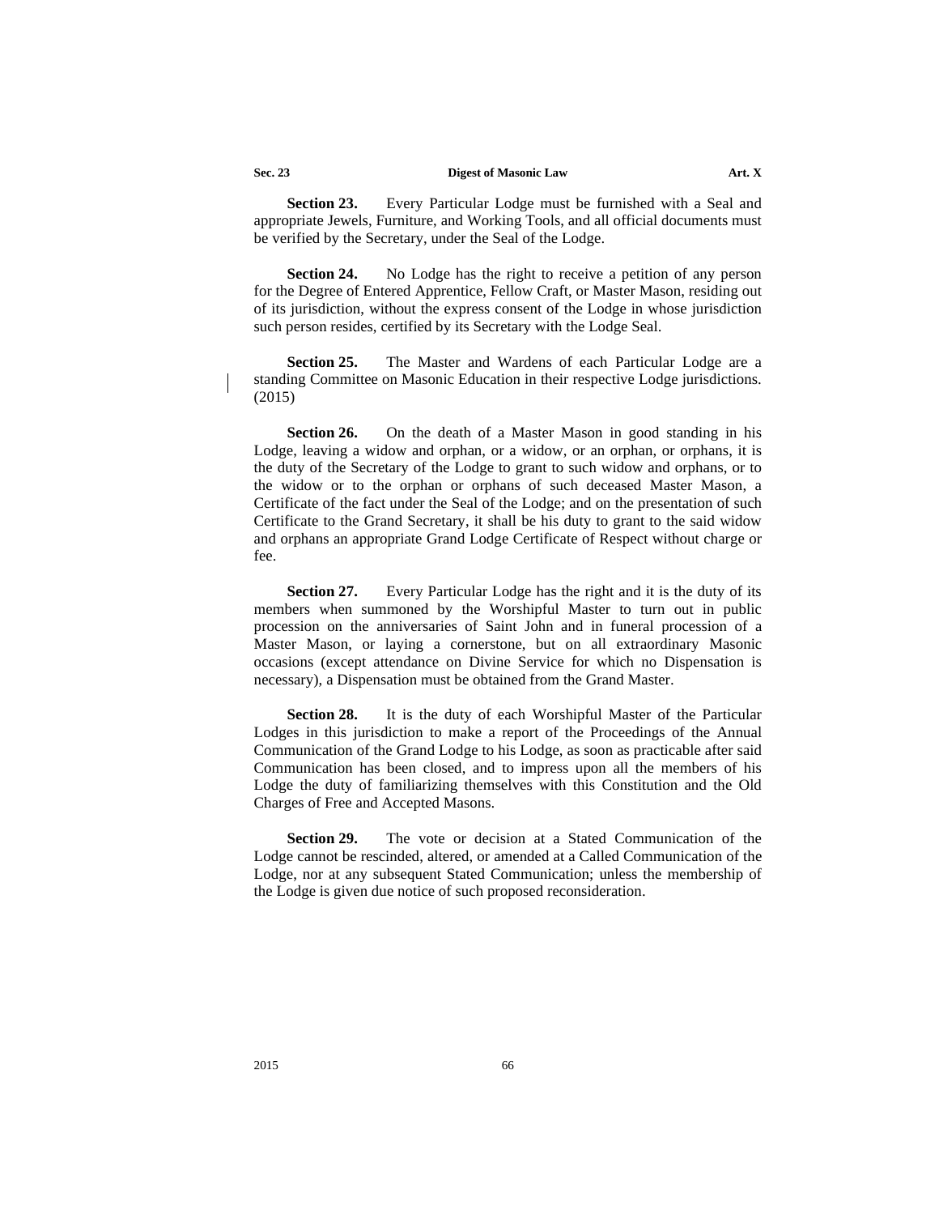**Section 23.** Every Particular Lodge must be furnished with a Seal and appropriate Jewels, Furniture, and Working Tools, and all official documents must be verified by the Secretary, under the Seal of the Lodge.

**Section 24.** No Lodge has the right to receive a petition of any person for the Degree of Entered Apprentice, Fellow Craft, or Master Mason, residing out of its jurisdiction, without the express consent of the Lodge in whose jurisdiction such person resides, certified by its Secretary with the Lodge Seal.

**Section 25.** The Master and Wardens of each Particular Lodge are a standing Committee on Masonic Education in their respective Lodge jurisdictions. (2015)

**Section 26.** On the death of a Master Mason in good standing in his Lodge, leaving a widow and orphan, or a widow, or an orphan, or orphans, it is the duty of the Secretary of the Lodge to grant to such widow and orphans, or to the widow or to the orphan or orphans of such deceased Master Mason, a Certificate of the fact under the Seal of the Lodge; and on the presentation of such Certificate to the Grand Secretary, it shall be his duty to grant to the said widow and orphans an appropriate Grand Lodge Certificate of Respect without charge or fee.

**Section 27.** Every Particular Lodge has the right and it is the duty of its members when summoned by the Worshipful Master to turn out in public procession on the anniversaries of Saint John and in funeral procession of a Master Mason, or laying a cornerstone, but on all extraordinary Masonic occasions (except attendance on Divine Service for which no Dispensation is necessary), a Dispensation must be obtained from the Grand Master.

**Section 28.** It is the duty of each Worshipful Master of the Particular Lodges in this jurisdiction to make a report of the Proceedings of the Annual Communication of the Grand Lodge to his Lodge, as soon as practicable after said Communication has been closed, and to impress upon all the members of his Lodge the duty of familiarizing themselves with this Constitution and the Old Charges of Free and Accepted Masons.

**Section 29.** The vote or decision at a Stated Communication of the Lodge cannot be rescinded, altered, or amended at a Called Communication of the Lodge, nor at any subsequent Stated Communication; unless the membership of the Lodge is given due notice of such proposed reconsideration.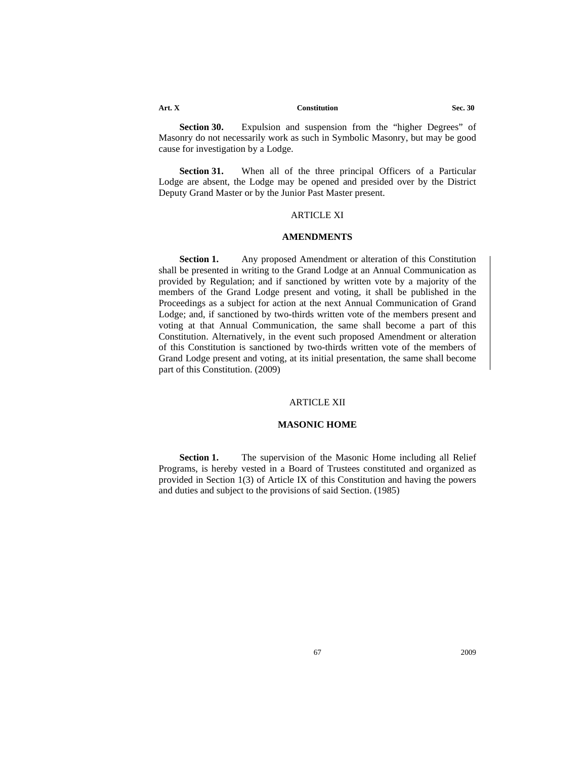**Section 30.** Expulsion and suspension from the "higher Degrees" of Masonry do not necessarily work as such in Symbolic Masonry, but may be good cause for investigation by a Lodge.

**Section 31.** When all of the three principal Officers of a Particular Lodge are absent, the Lodge may be opened and presided over by the District Deputy Grand Master or by the Junior Past Master present.

## ARTICLE XI

## AMENDMENTS

**Section 1.** Any proposed Amendment or alteration of this Constitution shall be presented in writing to the Grand Lodge at an Annual Communication as provided by Regulation; and if sanctioned by written vote by a majority of the members of the Grand Lodge present and voting, it shall be published in the Proceedings as a subject for action at the next Annual Communication of Grand Lodge; and, if sanctioned by two-thirds written vote of the members present and voting at that Annual Communication, the same shall become a part of this Constitution. Alternatively, in the event such proposed Amendment or alteration of this Constitution is sanctioned by two-thirds written vote of the members of Grand Lodge present and voting, at its initial presentation, the same shall become part of this Constitution. (2009)

## ARTICLE XII

## MASONIC HOME

**Section 1.** The supervision of the Masonic Home including all Relief Programs, is hereby vested in a Board of Trustees constituted and organized as provided in Section 1(3) of Article IX of this Constitution and having the powers and duties and subject to the provisions of said Section. (1985)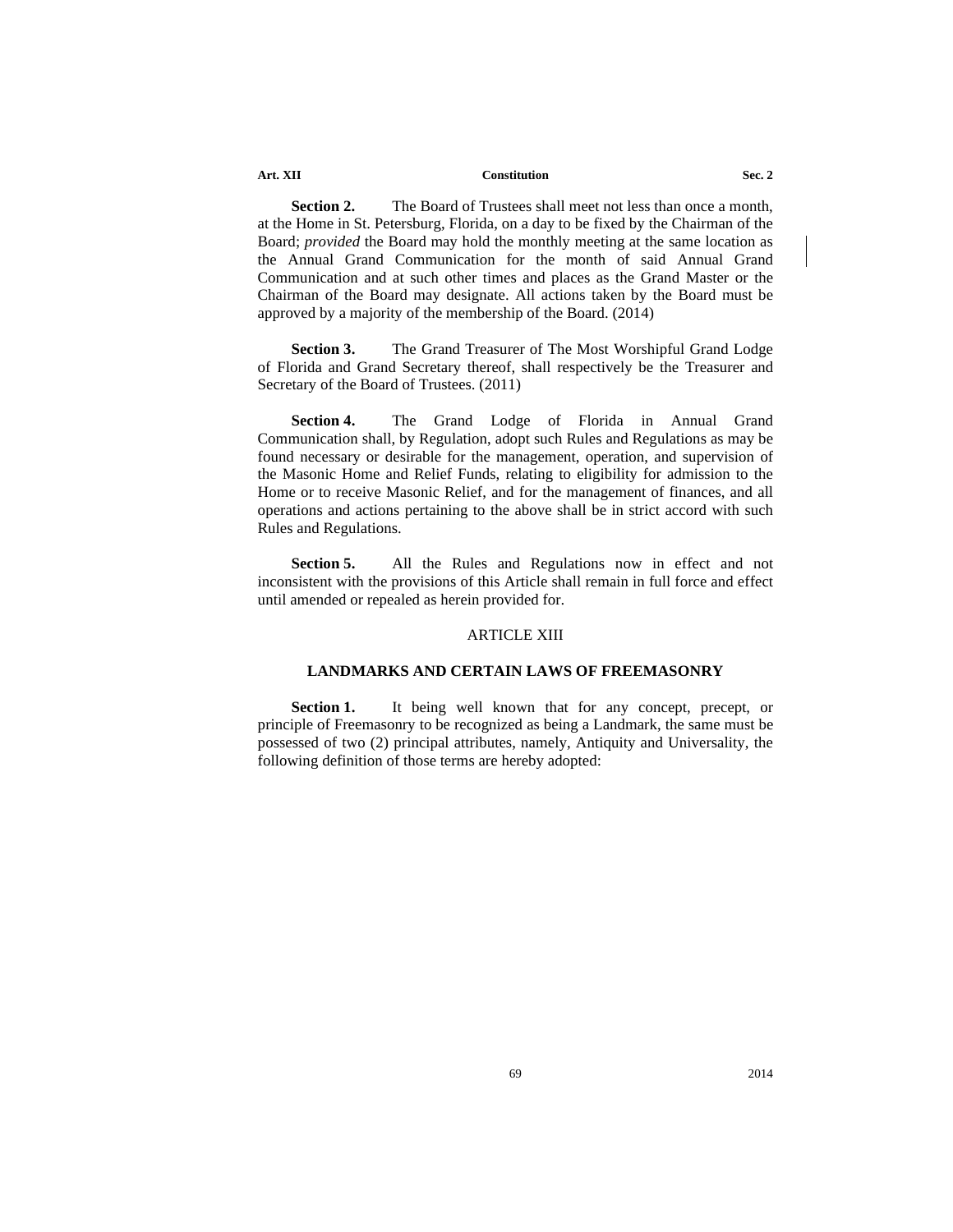**Section 2.** The Board of Trustees shall meet not less than once a month, at the Home in St. Petersburg, Florida, on a day to be fixed by the Chairman of the Board; *provided* the Board may hold the monthly meeting at the same location as the Annual Grand Communication for the month of said Annual Grand Communication and at such other times and places as the Grand Master or the Chairman of the Board may designate. All actions taken by the Board must be approved by a majority of the membership of the Board. (2014)

**Section 3.** The Grand Treasurer of The Most Worshipful Grand Lodge of Florida and Grand Secretary thereof, shall respectively be the Treasurer and Secretary of the Board of Trustees. (2011)

**Section 4.** The Grand Lodge of Florida in Annual Grand Communication shall, by Regulation, adopt such Rules and Regulations as may be found necessary or desirable for the management, operation, and supervision of the Masonic Home and Relief Funds, relating to eligibility for admission to the Home or to receive Masonic Relief, and for the management of finances, and all operations and actions pertaining to the above shall be in strict accord with such Rules and Regulations.

**Section 5.** All the Rules and Regulations now in effect and not inconsistent with the provisions of this Article shall remain in full force and effect until amended or repealed as herein provided for.

## ARTICLE XIII

### LANDMARKS AND CERTAIN LAWS OF FREEMASONRY

**Section 1.** It being well known that for any concept, precept, or principle of Freemasonry to be recognized as being a Landmark, the same must be possessed of two (2) principal attributes, namely, Antiquity and Universality, the following definition of those terms are hereby adopted: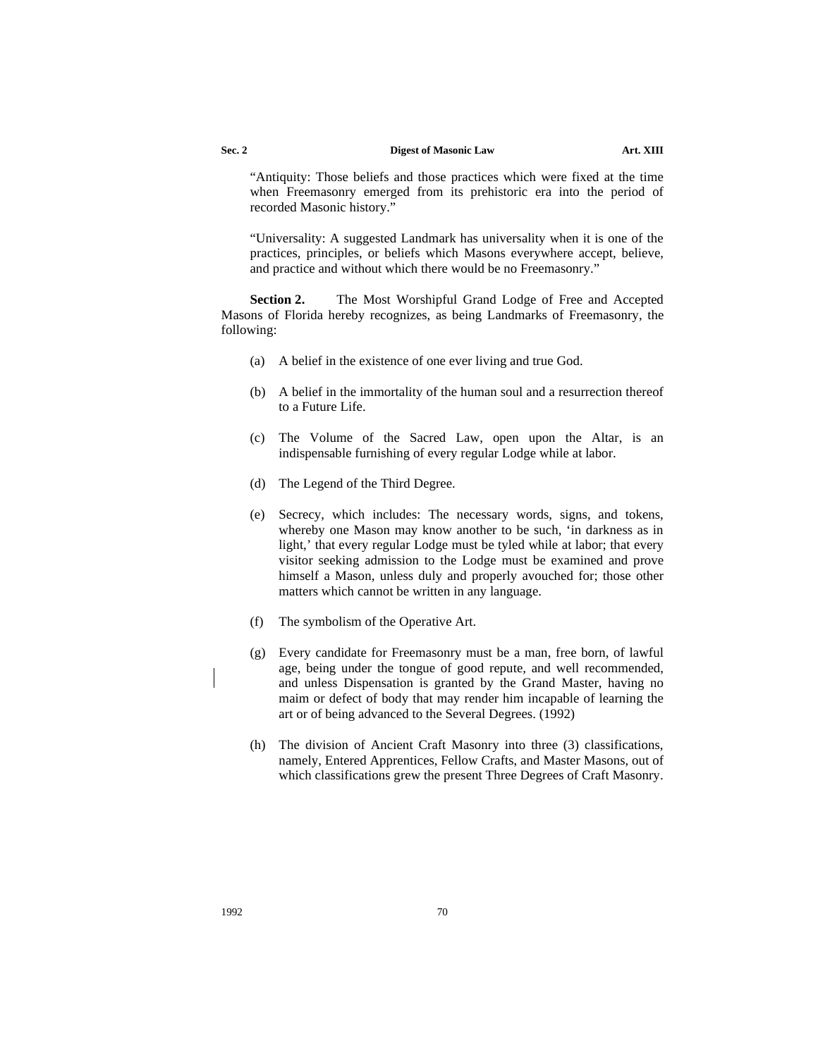"Antiquity: Those beliefs and those practices which were fixed at the time when Freemasonry emerged from its prehistoric era into the period of recorded Masonic history."

"Universality: A suggested Landmark has universality when it is one of the practices, principles, or beliefs which Masons everywhere accept, believe, and practice and without which there would be no Freemasonry."

**Section 2.** The Most Worshipful Grand Lodge of Free and Accepted Masons of Florida hereby recognizes, as being Landmarks of Freemasonry, the following:

(a) A belief in the existence of one ever living and true God.

(b) A belief in the immortality of the human soul and a resurrection thereof to a Future Life.

(c) The Volume of the Sacred Law, open upon the Altar, is an indispensable furnishing of every regular Lodge while at labor.

(d) The Legend of the Third Degree.

(e) Secrecy, which includes: The necessary words, signs, and tokens, whereby one Mason may know another to be such, 'in darkness as in light,' that every regular Lodge must be tyled while at labor; that every visitor seeking admission to the Lodge must be examined and prove himself a Mason, unless duly and properly avouched for; those other matters which cannot be written in any language.

(f) The symbolism of the Operative Art.

(g) Every candidate for Freemasonry must be a man, free born, of lawful age, being under the tongue of good repute, and well recommended, and unless Dispensation is granted by the Grand Master, having no maim or defect of body that may render him incapable of learning the art or of being advanced to the Several Degrees. (1992)

(h) The division of Ancient Craft Masonry into three (3) classifications, namely, Entered Apprentices, Fellow Crafts, and Master Masons, out of which classifications grew the present Three Degrees of Craft Masonry.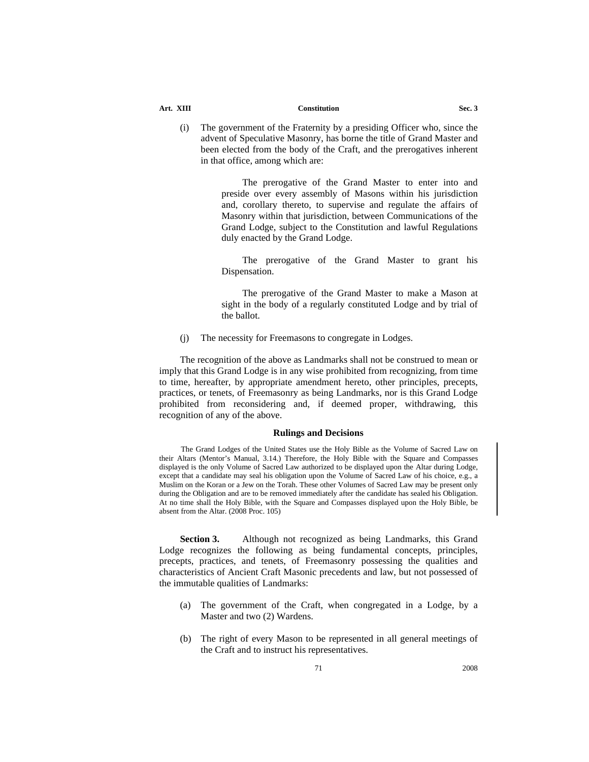(i) The government of the Fraternity by a presiding Officer who, since the advent of Speculative Masonry, has borne the title of Grand Master and been elected from the body of the Craft, and the prerogatives inherent in that office, among which are:

> The prerogative of the Grand Master to enter into and preside over every assembly of Masons within his jurisdiction and, corollary thereto, to supervise and regulate the affairs of Masonry within that jurisdiction, between Communications of the Grand Lodge, subject to the Constitution and lawful Regulations duly enacted by the Grand Lodge.
>
> The prerogative of the Grand Master to grant his Dispensation.
>
> The prerogative of the Grand Master to make a Mason at sight in the body of a regularly constituted Lodge and by trial of the ballot.

(j) The necessity for Freemasons to congregate in Lodges.

The recognition of the above as Landmarks shall not be construed to mean or imply that this Grand Lodge is in any wise prohibited from recognizing, from time to time, hereafter, by appropriate amendment hereto, other principles, precepts, practices, or tenets, of Freemasonry as being Landmarks, nor is this Grand Lodge prohibited from reconsidering and, if deemed proper, withdrawing, this recognition of any of the above.

#### Rulings and Decisions

The Grand Lodges of the United States use the Holy Bible as the Volume of Sacred Law on their Altars (Mentor's Manual, 3.14.) Therefore, the Holy Bible with the Square and Compasses displayed is the only Volume of Sacred Law authorized to be displayed upon the Altar during Lodge, except that a candidate may seal his obligation upon the Volume of Sacred Law of his choice, e.g., a Muslim on the Koran or a Jew on the Torah. These other Volumes of Sacred Law may be present only during the Obligation and are to be removed immediately after the candidate has sealed his Obligation. At no time shall the Holy Bible, with the Square and Compasses displayed upon the Holy Bible, be absent from the Altar. (2008 Proc. 105)

**Section 3.** Although not recognized as being Landmarks, this Grand Lodge recognizes the following as being fundamental concepts, principles, precepts, practices, and tenets, of Freemasonry possessing the qualities and characteristics of Ancient Craft Masonic precedents and law, but not possessed of the immutable qualities of Landmarks:

(a) The government of the Craft, when congregated in a Lodge, by a Master and two (2) Wardens.

(b) The right of every Mason to be represented in all general meetings of the Craft and to instruct his representatives.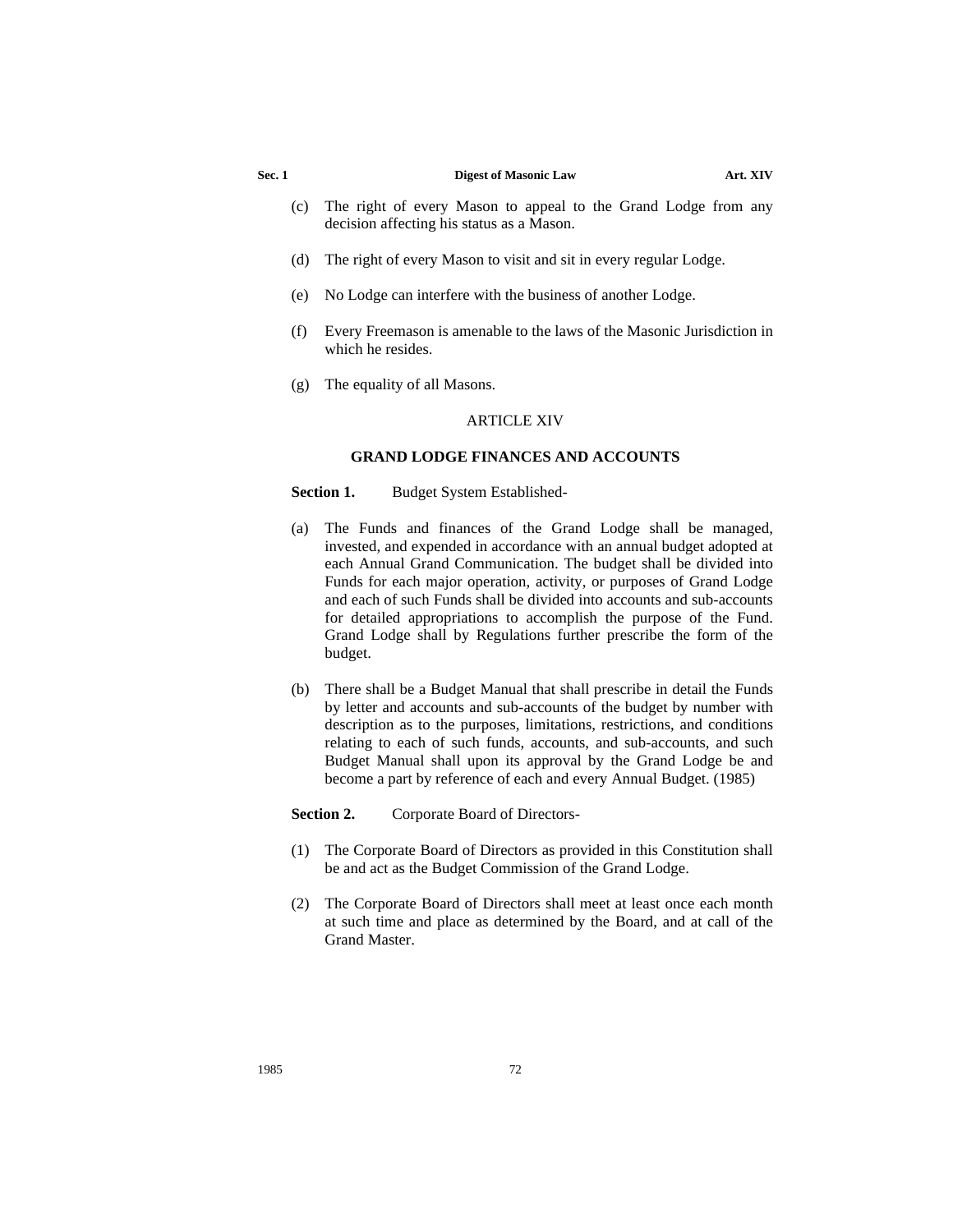(c) The right of every Mason to appeal to the Grand Lodge from any decision affecting his status as a Mason.

(d) The right of every Mason to visit and sit in every regular Lodge.

(e) No Lodge can interfere with the business of another Lodge.

(f) Every Freemason is amenable to the laws of the Masonic Jurisdiction in which he resides.

(g) The equality of all Masons.

## ARTICLE XIV

### GRAND LODGE FINANCES AND ACCOUNTS

**Section 1.** Budget System Established-

(a) The Funds and finances of the Grand Lodge shall be managed, invested, and expended in accordance with an annual budget adopted at each Annual Grand Communication. The budget shall be divided into Funds for each major operation, activity, or purposes of Grand Lodge and each of such Funds shall be divided into accounts and sub-accounts for detailed appropriations to accomplish the purpose of the Fund. Grand Lodge shall by Regulations further prescribe the form of the budget.

(b) There shall be a Budget Manual that shall prescribe in detail the Funds by letter and accounts and sub-accounts of the budget by number with description as to the purposes, limitations, restrictions, and conditions relating to each of such funds, accounts, and sub-accounts, and such Budget Manual shall upon its approval by the Grand Lodge be and become a part by reference of each and every Annual Budget. (1985)

**Section 2.** Corporate Board of Directors-

(1) The Corporate Board of Directors as provided in this Constitution shall be and act as the Budget Commission of the Grand Lodge.

(2) The Corporate Board of Directors shall meet at least once each month at such time and place as determined by the Board, and at call of the Grand Master.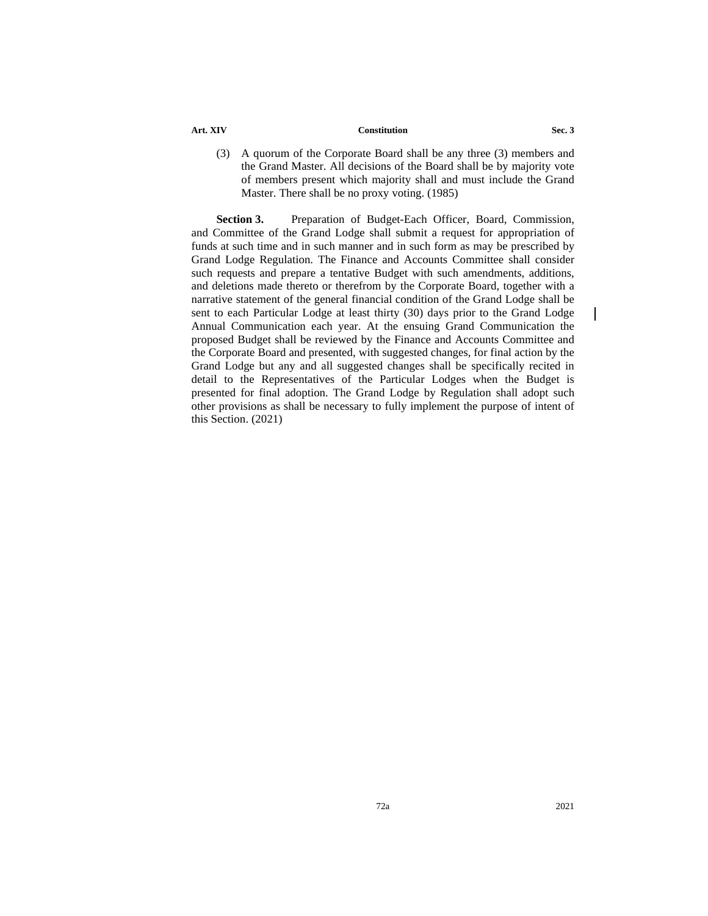(3) A quorum of the Corporate Board shall be any three (3) members and the Grand Master. All decisions of the Board shall be by majority vote of members present which majority shall and must include the Grand Master. There shall be no proxy voting. (1985)

**Section 3.** Preparation of Budget-Each Officer, Board, Commission, and Committee of the Grand Lodge shall submit a request for appropriation of funds at such time and in such manner and in such form as may be prescribed by Grand Lodge Regulation. The Finance and Accounts Committee shall consider such requests and prepare a tentative Budget with such amendments, additions, and deletions made thereto or therefrom by the Corporate Board, together with a narrative statement of the general financial condition of the Grand Lodge shall be sent to each Particular Lodge at least thirty (30) days prior to the Grand Lodge Annual Communication each year. At the ensuing Grand Communication the proposed Budget shall be reviewed by the Finance and Accounts Committee and the Corporate Board and presented, with suggested changes, for final action by the Grand Lodge but any and all suggested changes shall be specifically recited in detail to the Representatives of the Particular Lodges when the Budget is presented for final adoption. The Grand Lodge by Regulation shall adopt such other provisions as shall be necessary to fully implement the purpose of intent of this Section. (2021)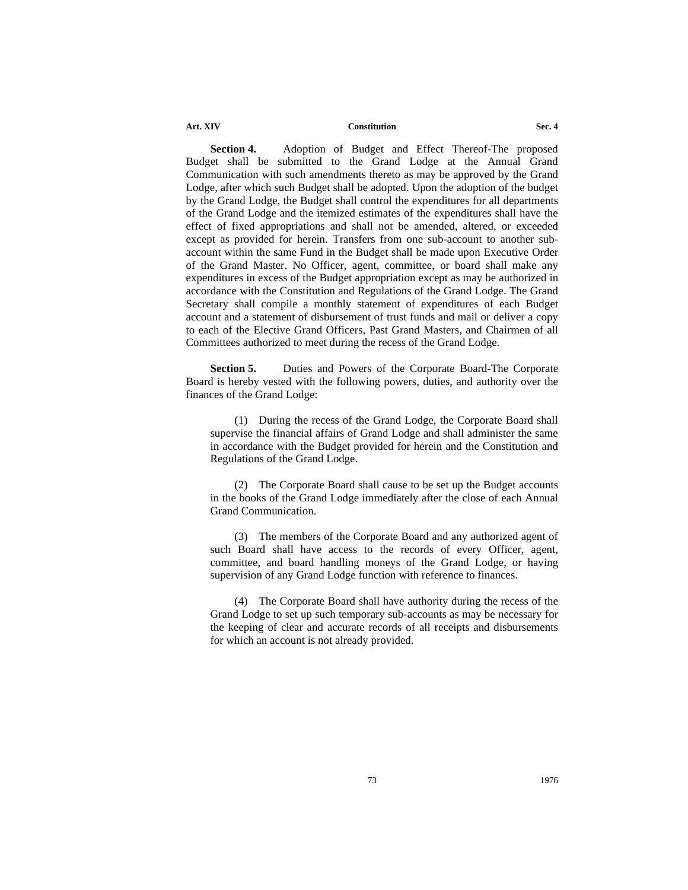**Section 4.** Adoption of Budget and Effect Thereof-The proposed Budget shall be submitted to the Grand Lodge at the Annual Grand Communication with such amendments thereto as may be approved by the Grand Lodge, after which such Budget shall be adopted. Upon the adoption of the budget by the Grand Lodge, the Budget shall control the expenditures for all departments of the Grand Lodge and the itemized estimates of the expenditures shall have the effect of fixed appropriations and shall not be amended, altered, or exceeded except as provided for herein. Transfers from one sub-account to another sub-account within the same Fund in the Budget shall be made upon Executive Order of the Grand Master. No Officer, agent, committee, or board shall make any expenditures in excess of the Budget appropriation except as may be authorized in accordance with the Constitution and Regulations of the Grand Lodge. The Grand Secretary shall compile a monthly statement of expenditures of each Budget account and a statement of disbursement of trust funds and mail or deliver a copy to each of the Elective Grand Officers, Past Grand Masters, and Chairmen of all Committees authorized to meet during the recess of the Grand Lodge.

**Section 5.** Duties and Powers of the Corporate Board-The Corporate Board is hereby vested with the following powers, duties, and authority over the finances of the Grand Lodge:

(1) During the recess of the Grand Lodge, the Corporate Board shall supervise the financial affairs of Grand Lodge and shall administer the same in accordance with the Budget provided for herein and the Constitution and Regulations of the Grand Lodge.

(2) The Corporate Board shall cause to be set up the Budget accounts in the books of the Grand Lodge immediately after the close of each Annual Grand Communication.

(3) The members of the Corporate Board and any authorized agent of such Board shall have access to the records of every Officer, agent, committee, and board handling moneys of the Grand Lodge, or having supervision of any Grand Lodge function with reference to finances.

(4) The Corporate Board shall have authority during the recess of the Grand Lodge to set up such temporary sub-accounts as may be necessary for the keeping of clear and accurate records of all receipts and disbursements for which an account is not already provided.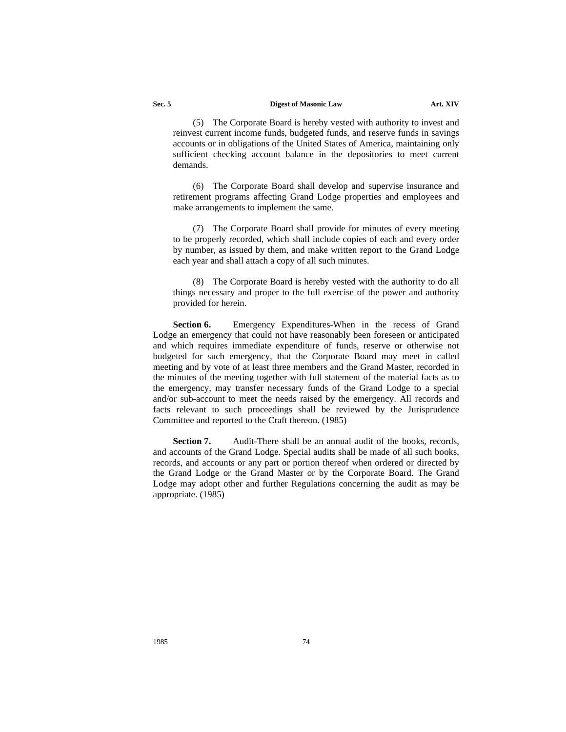(5) The Corporate Board is hereby vested with authority to invest and reinvest current income funds, budgeted funds, and reserve funds in savings accounts or in obligations of the United States of America, maintaining only sufficient checking account balance in the depositories to meet current demands.

(6) The Corporate Board shall develop and supervise insurance and retirement programs affecting Grand Lodge properties and employees and make arrangements to implement the same.

(7) The Corporate Board shall provide for minutes of every meeting to be properly recorded, which shall include copies of each and every order by number, as issued by them, and make written report to the Grand Lodge each year and shall attach a copy of all such minutes.

(8) The Corporate Board is hereby vested with the authority to do all things necessary and proper to the full exercise of the power and authority provided for herein.

**Section 6.** Emergency Expenditures-When in the recess of Grand Lodge an emergency that could not have reasonably been foreseen or anticipated and which requires immediate expenditure of funds, reserve or otherwise not budgeted for such emergency, that the Corporate Board may meet in called meeting and by vote of at least three members and the Grand Master, recorded in the minutes of the meeting together with full statement of the material facts as to the emergency, may transfer necessary funds of the Grand Lodge to a special and/or sub-account to meet the needs raised by the emergency. All records and facts relevant to such proceedings shall be reviewed by the Jurisprudence Committee and reported to the Craft thereon. (1985)

**Section 7.** Audit-There shall be an annual audit of the books, records, and accounts of the Grand Lodge. Special audits shall be made of all such books, records, and accounts or any part or portion thereof when ordered or directed by the Grand Lodge or the Grand Master or by the Corporate Board. The Grand Lodge may adopt other and further Regulations concerning the audit as may be appropriate. (1985)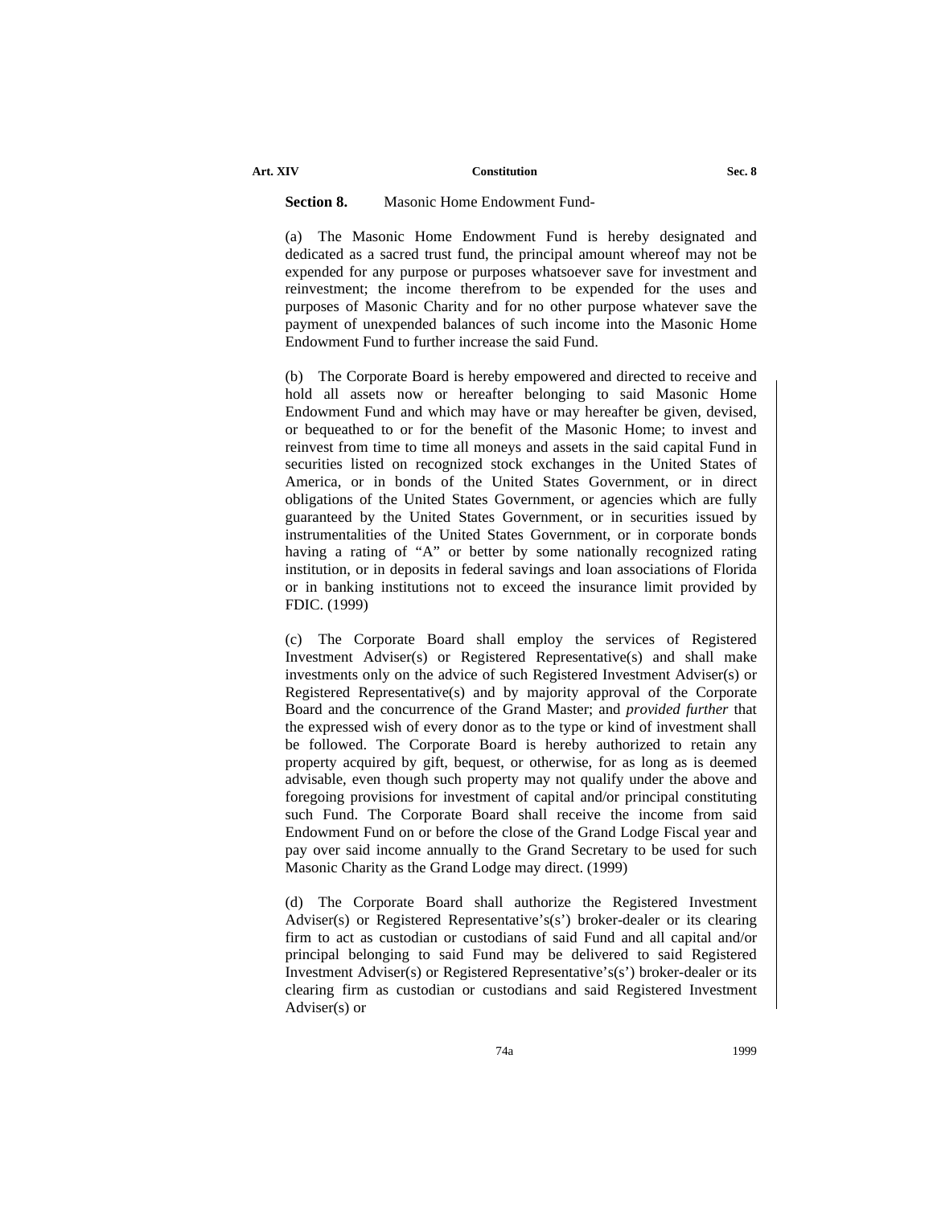**Section 8.** Masonic Home Endowment Fund-

(a) The Masonic Home Endowment Fund is hereby designated and dedicated as a sacred trust fund, the principal amount whereof may not be expended for any purpose or purposes whatsoever save for investment and reinvestment; the income therefrom to be expended for the uses and purposes of Masonic Charity and for no other purpose whatever save the payment of unexpended balances of such income into the Masonic Home Endowment Fund to further increase the said Fund.

(b) The Corporate Board is hereby empowered and directed to receive and hold all assets now or hereafter belonging to said Masonic Home Endowment Fund and which may have or may hereafter be given, devised, or bequeathed to or for the benefit of the Masonic Home; to invest and reinvest from time to time all moneys and assets in the said capital Fund in securities listed on recognized stock exchanges in the United States of America, or in bonds of the United States Government, or in direct obligations of the United States Government, or agencies which are fully guaranteed by the United States Government, or in securities issued by instrumentalities of the United States Government, or in corporate bonds having a rating of "A" or better by some nationally recognized rating institution, or in deposits in federal savings and loan associations of Florida or in banking institutions not to exceed the insurance limit provided by FDIC. (1999)

(c) The Corporate Board shall employ the services of Registered Investment Adviser(s) or Registered Representative(s) and shall make investments only on the advice of such Registered Investment Adviser(s) or Registered Representative(s) and by majority approval of the Corporate Board and the concurrence of the Grand Master; and *provided further* that the expressed wish of every donor as to the type or kind of investment shall be followed. The Corporate Board is hereby authorized to retain any property acquired by gift, bequest, or otherwise, for as long as is deemed advisable, even though such property may not qualify under the above and foregoing provisions for investment of capital and/or principal constituting such Fund. The Corporate Board shall receive the income from said Endowment Fund on or before the close of the Grand Lodge Fiscal year and pay over said income annually to the Grand Secretary to be used for such Masonic Charity as the Grand Lodge may direct. (1999)

(d) The Corporate Board shall authorize the Registered Investment Adviser(s) or Registered Representative's(s') broker-dealer or its clearing firm to act as custodian or custodians of said Fund and all capital and/or principal belonging to said Fund may be delivered to said Registered Investment Adviser(s) or Registered Representative's(s') broker-dealer or its clearing firm as custodian or custodians and said Registered Investment Adviser(s) or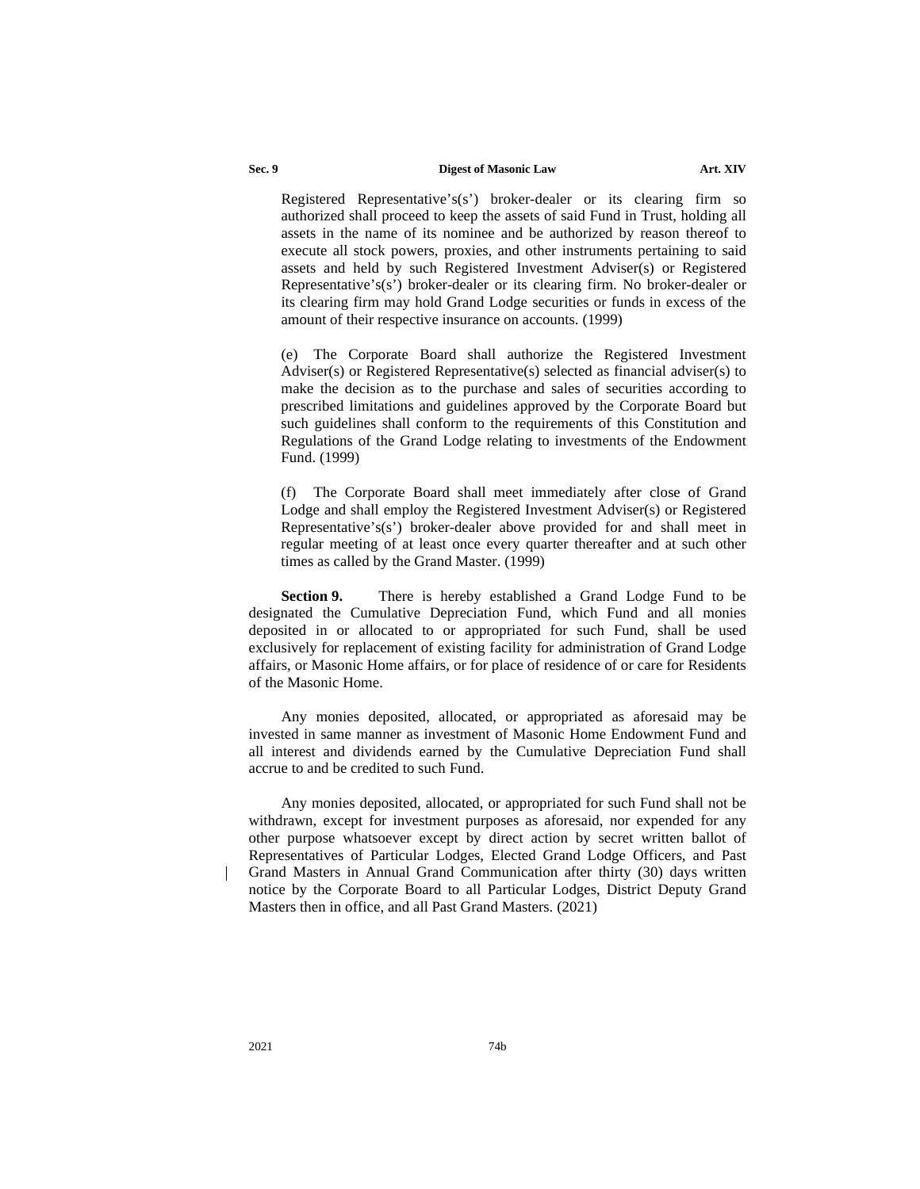Registered Representative's(s') broker-dealer or its clearing firm so authorized shall proceed to keep the assets of said Fund in Trust, holding all assets in the name of its nominee and be authorized by reason thereof to execute all stock powers, proxies, and other instruments pertaining to said assets and held by such Registered Investment Adviser(s) or Registered Representative's(s') broker-dealer or its clearing firm. No broker-dealer or its clearing firm may hold Grand Lodge securities or funds in excess of the amount of their respective insurance on accounts. (1999)

(e) The Corporate Board shall authorize the Registered Investment Adviser(s) or Registered Representative(s) selected as financial adviser(s) to make the decision as to the purchase and sales of securities according to prescribed limitations and guidelines approved by the Corporate Board but such guidelines shall conform to the requirements of this Constitution and Regulations of the Grand Lodge relating to investments of the Endowment Fund. (1999)

(f) The Corporate Board shall meet immediately after close of Grand Lodge and shall employ the Registered Investment Adviser(s) or Registered Representative's(s') broker-dealer above provided for and shall meet in regular meeting of at least once every quarter thereafter and at such other times as called by the Grand Master. (1999)

**Section 9.** There is hereby established a Grand Lodge Fund to be designated the Cumulative Depreciation Fund, which Fund and all monies deposited in or allocated to or appropriated for such Fund, shall be used exclusively for replacement of existing facility for administration of Grand Lodge affairs, or Masonic Home affairs, or for place of residence of or care for Residents of the Masonic Home.

Any monies deposited, allocated, or appropriated as aforesaid may be invested in same manner as investment of Masonic Home Endowment Fund and all interest and dividends earned by the Cumulative Depreciation Fund shall accrue to and be credited to such Fund.

Any monies deposited, allocated, or appropriated for such Fund shall not be withdrawn, except for investment purposes as aforesaid, nor expended for any other purpose whatsoever except by direct action by secret written ballot of Representatives of Particular Lodges, Elected Grand Lodge Officers, and Past Grand Masters in Annual Grand Communication after thirty (30) days written notice by the Corporate Board to all Particular Lodges, District Deputy Grand Masters then in office, and all Past Grand Masters. (2021)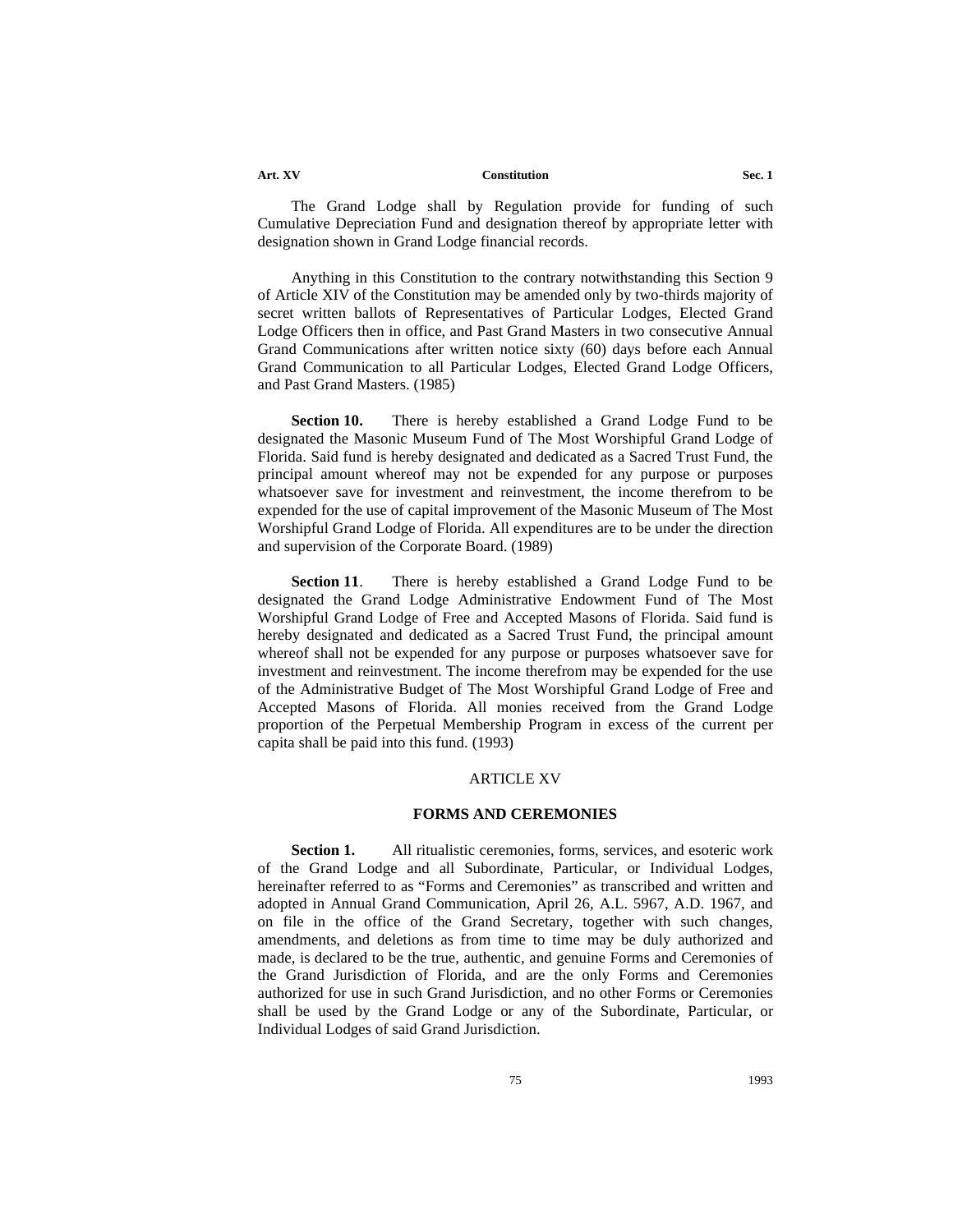The Grand Lodge shall by Regulation provide for funding of such Cumulative Depreciation Fund and designation thereof by appropriate letter with designation shown in Grand Lodge financial records.

Anything in this Constitution to the contrary notwithstanding this Section 9 of Article XIV of the Constitution may be amended only by two-thirds majority of secret written ballots of Representatives of Particular Lodges, Elected Grand Lodge Officers then in office, and Past Grand Masters in two consecutive Annual Grand Communications after written notice sixty (60) days before each Annual Grand Communication to all Particular Lodges, Elected Grand Lodge Officers, and Past Grand Masters. (1985)

**Section 10.** There is hereby established a Grand Lodge Fund to be designated the Masonic Museum Fund of The Most Worshipful Grand Lodge of Florida. Said fund is hereby designated and dedicated as a Sacred Trust Fund, the principal amount whereof may not be expended for any purpose or purposes whatsoever save for investment and reinvestment, the income therefrom to be expended for the use of capital improvement of the Masonic Museum of The Most Worshipful Grand Lodge of Florida. All expenditures are to be under the direction and supervision of the Corporate Board. (1989)

**Section 11**. There is hereby established a Grand Lodge Fund to be designated the Grand Lodge Administrative Endowment Fund of The Most Worshipful Grand Lodge of Free and Accepted Masons of Florida. Said fund is hereby designated and dedicated as a Sacred Trust Fund, the principal amount whereof shall not be expended for any purpose or purposes whatsoever save for investment and reinvestment. The income therefrom may be expended for the use of the Administrative Budget of The Most Worshipful Grand Lodge of Free and Accepted Masons of Florida. All monies received from the Grand Lodge proportion of the Perpetual Membership Program in excess of the current per capita shall be paid into this fund. (1993)

## ARTICLE XV

### FORMS AND CEREMONIES

**Section 1.** All ritualistic ceremonies, forms, services, and esoteric work of the Grand Lodge and all Subordinate, Particular, or Individual Lodges, hereinafter referred to as "Forms and Ceremonies" as transcribed and written and adopted in Annual Grand Communication, April 26, A.L. 5967, A.D. 1967, and on file in the office of the Grand Secretary, together with such changes, amendments, and deletions as from time to time may be duly authorized and made, is declared to be the true, authentic, and genuine Forms and Ceremonies of the Grand Jurisdiction of Florida, and are the only Forms and Ceremonies authorized for use in such Grand Jurisdiction, and no other Forms or Ceremonies shall be used by the Grand Lodge or any of the Subordinate, Particular, or Individual Lodges of said Grand Jurisdiction.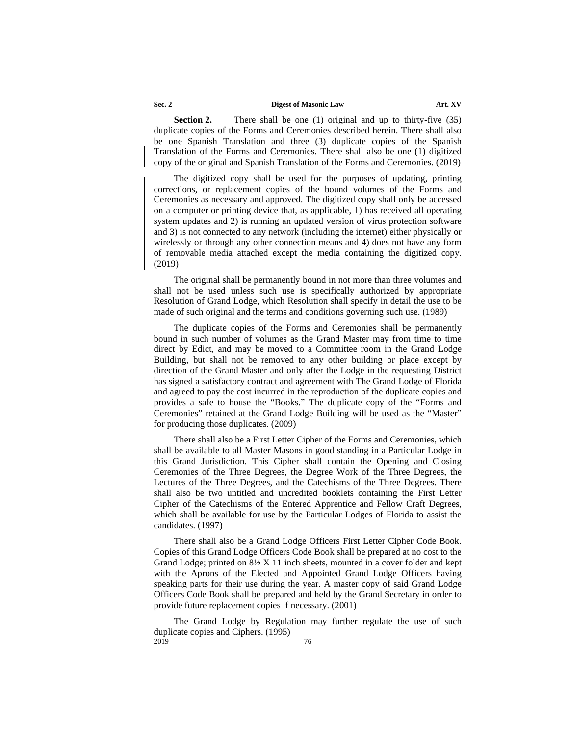**Section 2.** There shall be one (1) original and up to thirty-five (35) duplicate copies of the Forms and Ceremonies described herein. There shall also be one Spanish Translation and three (3) duplicate copies of the Spanish Translation of the Forms and Ceremonies. There shall also be one (1) digitized copy of the original and Spanish Translation of the Forms and Ceremonies. (2019)

The digitized copy shall be used for the purposes of updating, printing corrections, or replacement copies of the bound volumes of the Forms and Ceremonies as necessary and approved. The digitized copy shall only be accessed on a computer or printing device that, as applicable, 1) has received all operating system updates and 2) is running an updated version of virus protection software and 3) is not connected to any network (including the internet) either physically or wirelessly or through any other connection means and 4) does not have any form of removable media attached except the media containing the digitized copy. (2019)

The original shall be permanently bound in not more than three volumes and shall not be used unless such use is specifically authorized by appropriate Resolution of Grand Lodge, which Resolution shall specify in detail the use to be made of such original and the terms and conditions governing such use. (1989)

The duplicate copies of the Forms and Ceremonies shall be permanently bound in such number of volumes as the Grand Master may from time to time direct by Edict, and may be moved to a Committee room in the Grand Lodge Building, but shall not be removed to any other building or place except by direction of the Grand Master and only after the Lodge in the requesting District has signed a satisfactory contract and agreement with The Grand Lodge of Florida and agreed to pay the cost incurred in the reproduction of the duplicate copies and provides a safe to house the "Books." The duplicate copy of the "Forms and Ceremonies" retained at the Grand Lodge Building will be used as the "Master" for producing those duplicates. (2009)

There shall also be a First Letter Cipher of the Forms and Ceremonies, which shall be available to all Master Masons in good standing in a Particular Lodge in this Grand Jurisdiction. This Cipher shall contain the Opening and Closing Ceremonies of the Three Degrees, the Degree Work of the Three Degrees, the Lectures of the Three Degrees, and the Catechisms of the Three Degrees. There shall also be two untitled and uncredited booklets containing the First Letter Cipher of the Catechisms of the Entered Apprentice and Fellow Craft Degrees, which shall be available for use by the Particular Lodges of Florida to assist the candidates. (1997)

There shall also be a Grand Lodge Officers First Letter Cipher Code Book. Copies of this Grand Lodge Officers Code Book shall be prepared at no cost to the Grand Lodge; printed on 8½ X 11 inch sheets, mounted in a cover folder and kept with the Aprons of the Elected and Appointed Grand Lodge Officers having speaking parts for their use during the year. A master copy of said Grand Lodge Officers Code Book shall be prepared and held by the Grand Secretary in order to provide future replacement copies if necessary. (2001)

The Grand Lodge by Regulation may further regulate the use of such duplicate copies and Ciphers. (1995)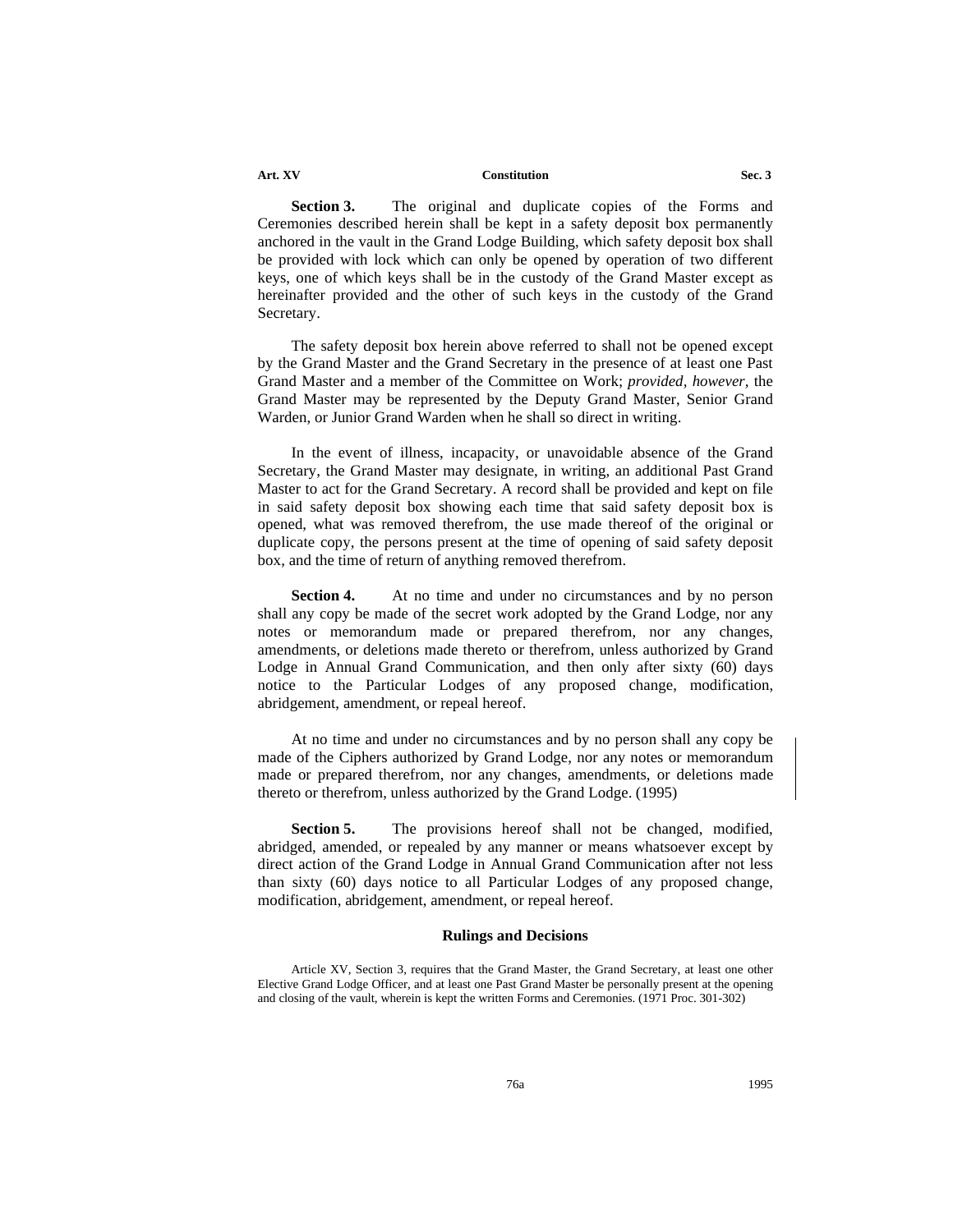**Section 3.** The original and duplicate copies of the Forms and Ceremonies described herein shall be kept in a safety deposit box permanently anchored in the vault in the Grand Lodge Building, which safety deposit box shall be provided with lock which can only be opened by operation of two different keys, one of which keys shall be in the custody of the Grand Master except as hereinafter provided and the other of such keys in the custody of the Grand Secretary.

The safety deposit box herein above referred to shall not be opened except by the Grand Master and the Grand Secretary in the presence of at least one Past Grand Master and a member of the Committee on Work; *provided, however,* the Grand Master may be represented by the Deputy Grand Master, Senior Grand Warden, or Junior Grand Warden when he shall so direct in writing.

In the event of illness, incapacity, or unavoidable absence of the Grand Secretary, the Grand Master may designate, in writing, an additional Past Grand Master to act for the Grand Secretary. A record shall be provided and kept on file in said safety deposit box showing each time that said safety deposit box is opened, what was removed therefrom, the use made thereof of the original or duplicate copy, the persons present at the time of opening of said safety deposit box, and the time of return of anything removed therefrom.

**Section 4.** At no time and under no circumstances and by no person shall any copy be made of the secret work adopted by the Grand Lodge, nor any notes or memorandum made or prepared therefrom, nor any changes, amendments, or deletions made thereto or therefrom, unless authorized by Grand Lodge in Annual Grand Communication, and then only after sixty (60) days notice to the Particular Lodges of any proposed change, modification, abridgement, amendment, or repeal hereof.

At no time and under no circumstances and by no person shall any copy be made of the Ciphers authorized by Grand Lodge, nor any notes or memorandum made or prepared therefrom, nor any changes, amendments, or deletions made thereto or therefrom, unless authorized by the Grand Lodge. (1995)

**Section 5.** The provisions hereof shall not be changed, modified, abridged, amended, or repealed by any manner or means whatsoever except by direct action of the Grand Lodge in Annual Grand Communication after not less than sixty (60) days notice to all Particular Lodges of any proposed change, modification, abridgement, amendment, or repeal hereof.

### Rulings and Decisions

Article XV, Section 3, requires that the Grand Master, the Grand Secretary, at least one other Elective Grand Lodge Officer, and at least one Past Grand Master be personally present at the opening and closing of the vault, wherein is kept the written Forms and Ceremonies. (1971 Proc. 301-302)